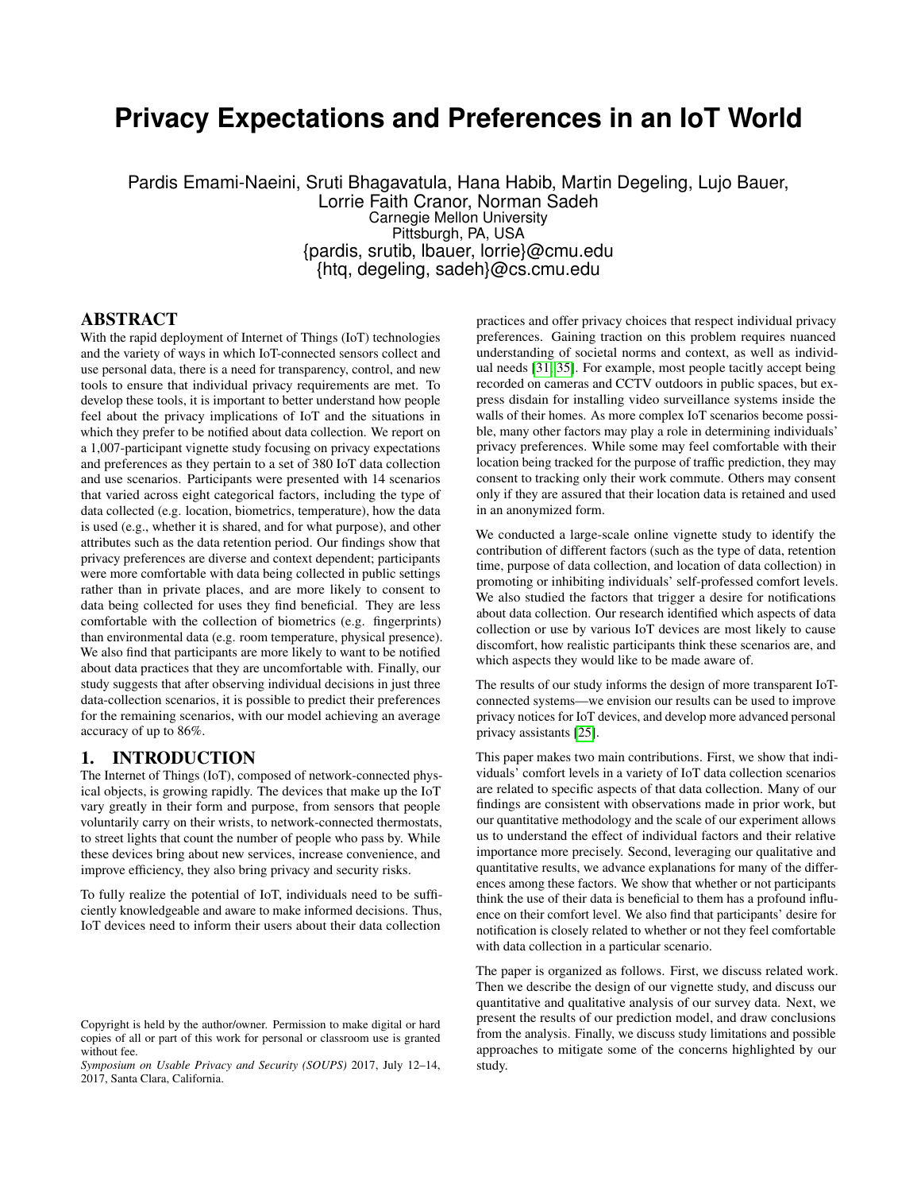# Privacy Expectations and Preferences in an IoT World

Pardis Emami-Naeini, Sruti Bhagavatula, Hana Habib, Martin Degeling, Lujo Bauer, Lorrie Faith Cranor, Norman Sadeh
Carnegie Mellon University
Pittsburgh, PA, USA
{pardis, srutib, lbauer, lorrie}@cmu.edu
{htq, degeling, sadeh}@cs.cmu.edu

## ABSTRACT

With the rapid deployment of Internet of Things (IoT) technologies and the variety of ways in which IoT-connected sensors collect and use personal data, there is a need for transparency, control, and new tools to ensure that individual privacy requirements are met. To develop these tools, it is important to better understand how people feel about the privacy implications of IoT and the situations in which they prefer to be notified about data collection. We report on a 1,007-participant vignette study focusing on privacy expectations and preferences as they pertain to a set of 380 IoT data collection and use scenarios. Participants were presented with 14 scenarios that varied across eight categorical factors, including the type of data collected (e.g. location, biometrics, temperature), how the data is used (e.g., whether it is shared, and for what purpose), and other attributes such as the data retention period. Our findings show that privacy preferences are diverse and context dependent; participants were more comfortable with data being collected in public settings rather than in private places, and are more likely to consent to data being collected for uses they find beneficial. They are less comfortable with the collection of biometrics (e.g. fingerprints) than environmental data (e.g. room temperature, physical presence). We also find that participants are more likely to want to be notified about data practices that they are uncomfortable with. Finally, our study suggests that after observing individual decisions in just three data-collection scenarios, it is possible to predict their preferences for the remaining scenarios, with our model achieving an average accuracy of up to 86%.

## 1. INTRODUCTION

The Internet of Things (IoT), composed of network-connected physical objects, is growing rapidly. The devices that make up the IoT vary greatly in their form and purpose, from sensors that people voluntarily carry on their wrists, to network-connected thermostats, to street lights that count the number of people who pass by. While these devices bring about new services, increase convenience, and improve efficiency, they also bring privacy and security risks.

To fully realize the potential of IoT, individuals need to be sufficiently knowledgeable and aware to make informed decisions. Thus, IoT devices need to inform their users about their data collection practices and offer privacy choices that respect individual privacy preferences. Gaining traction on this problem requires nuanced understanding of societal norms and context, as well as individual needs [31, 35]. For example, most people tacitly accept being recorded on cameras and CCTV outdoors in public spaces, but express disdain for installing video surveillance systems inside the walls of their homes. As more complex IoT scenarios become possible, many other factors may play a role in determining individuals' privacy preferences. While some may feel comfortable with their location being tracked for the purpose of traffic prediction, they may consent to tracking only their work commute. Others may consent only if they are assured that their location data is retained and used in an anonymized form.

We conducted a large-scale online vignette study to identify the contribution of different factors (such as the type of data, retention time, purpose of data collection, and location of data collection) in promoting or inhibiting individuals' self-professed comfort levels. We also studied the factors that trigger a desire for notifications about data collection. Our research identified which aspects of data collection or use by various IoT devices are most likely to cause discomfort, how realistic participants think these scenarios are, and which aspects they would like to be made aware of.

The results of our study informs the design of more transparent IoT-connected systems—we envision our results can be used to improve privacy notices for IoT devices, and develop more advanced personal privacy assistants [25].

This paper makes two main contributions. First, we show that individuals' comfort levels in a variety of IoT data collection scenarios are related to specific aspects of that data collection. Many of our findings are consistent with observations made in prior work, but our quantitative methodology and the scale of our experiment allows us to understand the effect of individual factors and their relative importance more precisely. Second, leveraging our qualitative and quantitative results, we advance explanations for many of the differences among these factors. We show that whether or not participants think the use of their data is beneficial to them has a profound influence on their comfort level. We also find that participants' desire for notification is closely related to whether or not they feel comfortable with data collection in a particular scenario.

The paper is organized as follows. First, we discuss related work. Then we describe the design of our vignette study, and discuss our quantitative and qualitative analysis of our survey data. Next, we present the results of our prediction model, and draw conclusions from the analysis. Finally, we discuss study limitations and possible approaches to mitigate some of the concerns highlighted by our study.

Copyright is held by the author/owner. Permission to make digital or hard copies of all or part of this work for personal or classroom use is granted without fee.
*Symposium on Usable Privacy and Security (SOUPS)* 2017, July 12–14, 2017, Santa Clara, California.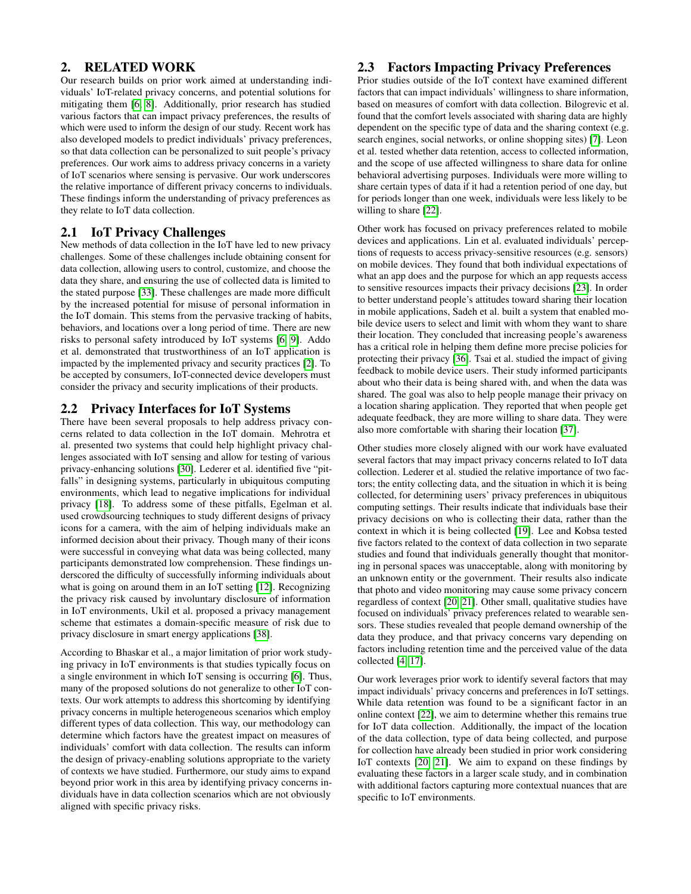## 2. RELATED WORK

Our research builds on prior work aimed at understanding individuals' IoT-related privacy concerns, and potential solutions for mitigating them [6, 8]. Additionally, prior research has studied various factors that can impact privacy preferences, the results of which were used to inform the design of our study. Recent work has also developed models to predict individuals' privacy preferences, so that data collection can be personalized to suit people's privacy preferences. Our work aims to address privacy concerns in a variety of IoT scenarios where sensing is pervasive. Our work underscores the relative importance of different privacy concerns to individuals. These findings inform the understanding of privacy preferences as they relate to IoT data collection.

### 2.1 IoT Privacy Challenges

New methods of data collection in the IoT have led to new privacy challenges. Some of these challenges include obtaining consent for data collection, allowing users to control, customize, and choose the data they share, and ensuring the use of collected data is limited to the stated purpose [33]. These challenges are made more difficult by the increased potential for misuse of personal information in the IoT domain. This stems from the pervasive tracking of habits, behaviors, and locations over a long period of time. There are new risks to personal safety introduced by IoT systems [6, 9]. Addo et al. demonstrated that trustworthiness of an IoT application is impacted by the implemented privacy and security practices [2]. To be accepted by consumers, IoT-connected device developers must consider the privacy and security implications of their products.

### 2.2 Privacy Interfaces for IoT Systems

There have been several proposals to help address privacy concerns related to data collection in the IoT domain. Mehrotra et al. presented two systems that could help highlight privacy challenges associated with IoT sensing and allow for testing of various privacy-enhancing solutions [30]. Lederer et al. identified five "pitfalls" in designing systems, particularly in ubiquitous computing environments, which lead to negative implications for individual privacy [18]. To address some of these pitfalls, Egelman et al. used crowdsourcing techniques to study different designs of privacy icons for a camera, with the aim of helping individuals make an informed decision about their privacy. Though many of their icons were successful in conveying what data was being collected, many participants demonstrated low comprehension. These findings underscored the difficulty of successfully informing individuals about what is going on around them in an IoT setting [12]. Recognizing the privacy risk caused by involuntary disclosure of information in IoT environments, Ukil et al. proposed a privacy management scheme that estimates a domain-specific measure of risk due to privacy disclosure in smart energy applications [38].

According to Bhaskar et al., a major limitation of prior work studying privacy in IoT environments is that studies typically focus on a single environment in which IoT sensing is occurring [6]. Thus, many of the proposed solutions do not generalize to other IoT contexts. Our work attempts to address this shortcoming by identifying privacy concerns in multiple heterogeneous scenarios which employ different types of data collection. This way, our methodology can determine which factors have the greatest impact on measures of individuals' comfort with data collection. The results can inform the design of privacy-enabling solutions appropriate to the variety of contexts we have studied. Furthermore, our study aims to expand beyond prior work in this area by identifying privacy concerns individuals have in data collection scenarios which are not obviously aligned with specific privacy risks.

### 2.3 Factors Impacting Privacy Preferences

Prior studies outside of the IoT context have examined different factors that can impact individuals' willingness to share information, based on measures of comfort with data collection. Bilogrevic et al. found that the comfort levels associated with sharing data are highly dependent on the specific type of data and the sharing context (e.g. search engines, social networks, or online shopping sites) [7]. Leon et al. tested whether data retention, access to collected information, and the scope of use affected willingness to share data for online behavioral advertising purposes. Individuals were more willing to share certain types of data if it had a retention period of one day, but for periods longer than one week, individuals were less likely to be willing to share [22].

Other work has focused on privacy preferences related to mobile devices and applications. Lin et al. evaluated individuals' perceptions of requests to access privacy-sensitive resources (e.g. sensors) on mobile devices. They found that both individual expectations of what an app does and the purpose for which an app requests access to sensitive resources impacts their privacy decisions [23]. In order to better understand people's attitudes toward sharing their location in mobile applications, Sadeh et al. built a system that enabled mobile device users to select and limit with whom they want to share their location. They concluded that increasing people's awareness has a critical role in helping them define more precise policies for protecting their privacy [36]. Tsai et al. studied the impact of giving feedback to mobile device users. Their study informed participants about who their data is being shared with, and when the data was shared. The goal was also to help people manage their privacy on a location sharing application. They reported that when people get adequate feedback, they are more willing to share data. They were also more comfortable with sharing their location [37].

Other studies more closely aligned with our work have evaluated several factors that may impact privacy concerns related to IoT data collection. Lederer et al. studied the relative importance of two factors; the entity collecting data, and the situation in which it is being collected, for determining users' privacy preferences in ubiquitous computing settings. Their results indicate that individuals base their privacy decisions on who is collecting their data, rather than the context in which it is being collected [19]. Lee and Kobsa tested five factors related to the context of data collection in two separate studies and found that individuals generally thought that monitoring in personal spaces was unacceptable, along with monitoring by an unknown entity or the government. Their results also indicate that photo and video monitoring may cause some privacy concern regardless of context [20, 21]. Other small, qualitative studies have focused on individuals' privacy preferences related to wearable sensors. These studies revealed that people demand ownership of the data they produce, and that privacy concerns vary depending on factors including retention time and the perceived value of the data collected [4, 17].

Our work leverages prior work to identify several factors that may impact individuals' privacy concerns and preferences in IoT settings. While data retention was found to be a significant factor in an online context [22], we aim to determine whether this remains true for IoT data collection. Additionally, the impact of the location of the data collection, type of data being collected, and purpose for collection have already been studied in prior work considering IoT contexts [20, 21]. We aim to expand on these findings by evaluating these factors in a larger scale study, and in combination with additional factors capturing more contextual nuances that are specific to IoT environments.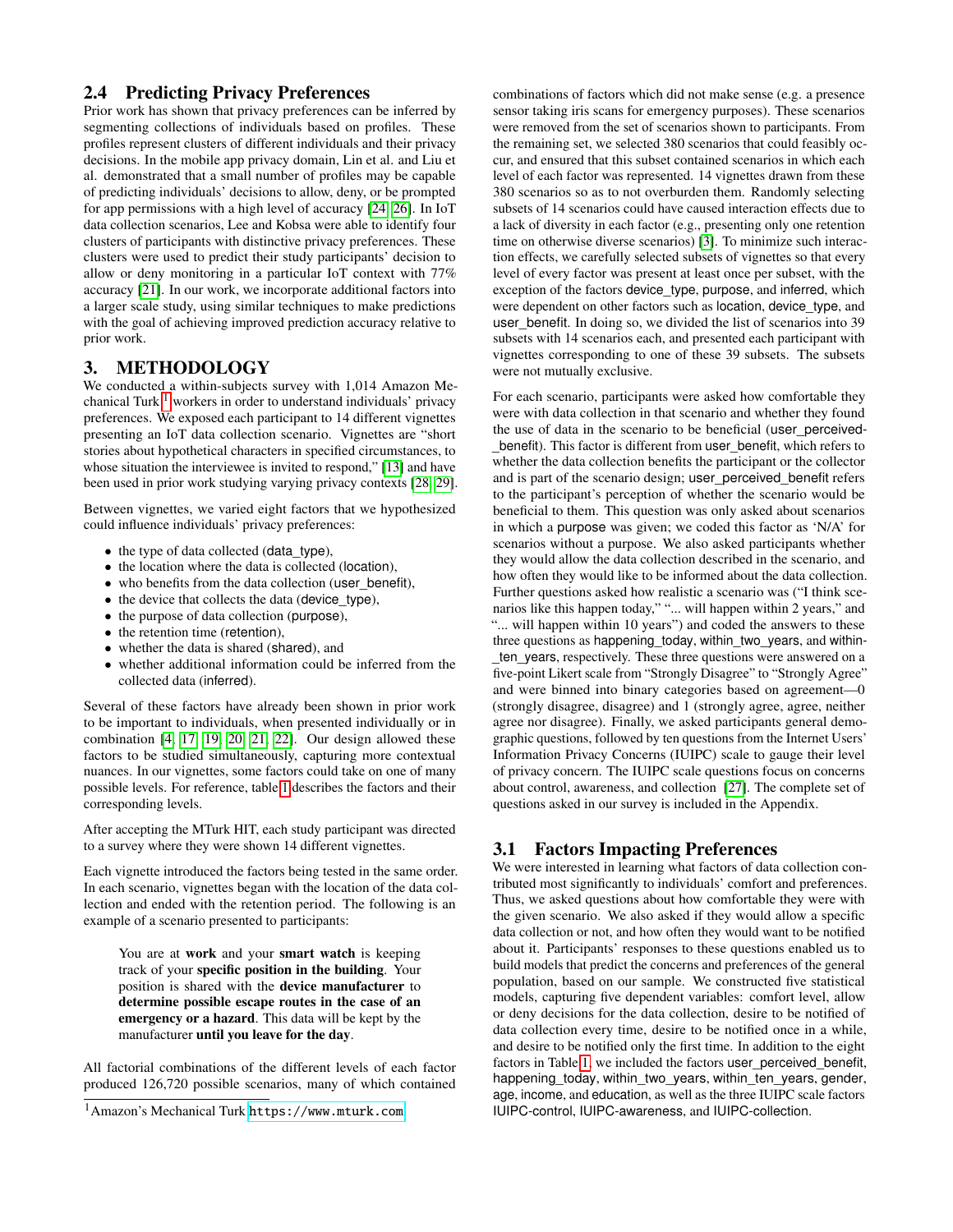## 2.4 Predicting Privacy Preferences

Prior work has shown that privacy preferences can be inferred by segmenting collections of individuals based on profiles. These profiles represent clusters of different individuals and their privacy decisions. In the mobile app privacy domain, Lin et al. and Liu et al. demonstrated that a small number of profiles may be capable of predicting individuals' decisions to allow, deny, or be prompted for app permissions with a high level of accuracy [24, 26]. In IoT data collection scenarios, Lee and Kobsa were able to identify four clusters of participants with distinctive privacy preferences. These clusters were used to predict their study participants' decision to allow or deny monitoring in a particular IoT context with 77% accuracy [21]. In our work, we incorporate additional factors into a larger scale study, using similar techniques to make predictions with the goal of achieving improved prediction accuracy relative to prior work.

# 3. METHODOLOGY

We conducted a within-subjects survey with 1,014 Amazon Mechanical Turk[1] workers in order to understand individuals' privacy preferences. We exposed each participant to 14 different vignettes presenting an IoT data collection scenario. Vignettes are "short stories about hypothetical characters in specified circumstances, to whose situation the interviewee is invited to respond," [13] and have been used in prior work studying varying privacy contexts [28, 29].

Between vignettes, we varied eight factors that we hypothesized could influence individuals' privacy preferences:

- the type of data collected (data_type),
- the location where the data is collected (location),
- who benefits from the data collection (user_benefit),
- the device that collects the data (device_type),
- the purpose of data collection (purpose),
- the retention time (retention),
- whether the data is shared (shared), and
- whether additional information could be inferred from the collected data (inferred).

Several of these factors have already been shown in prior work to be important to individuals, when presented individually or in combination [4, 17, 19, 20, 21, 22]. Our design allowed these factors to be studied simultaneously, capturing more contextual nuances. In our vignettes, some factors could take on one of many possible levels. For reference, table 1 describes the factors and their corresponding levels.

After accepting the MTurk HIT, each study participant was directed to a survey where they were shown 14 different vignettes.

Each vignette introduced the factors being tested in the same order. In each scenario, vignettes began with the location of the data collection and ended with the retention period. The following is an example of a scenario presented to participants:

> You are at **work** and your **smart watch** is keeping track of your **specific position in the building**. Your position is shared with the **device manufacturer** to **determine possible escape routes in the case of an emergency or a hazard**. This data will be kept by the manufacturer **until you leave for the day**.

All factorial combinations of the different levels of each factor produced 126,720 possible scenarios, many of which contained combinations of factors which did not make sense (e.g. a presence sensor taking iris scans for emergency purposes). These scenarios were removed from the set of scenarios shown to participants. From the remaining set, we selected 380 scenarios that could feasibly occur, and ensured that this subset contained scenarios in which each level of each factor was represented. 14 vignettes drawn from these 380 scenarios so as to not overburden them. Randomly selecting subsets of 14 scenarios could have caused interaction effects due to a lack of diversity in each factor (e.g., presenting only one retention time on otherwise diverse scenarios) [3]. To minimize such interaction effects, we carefully selected subsets of vignettes so that every level of every factor was present at least once per subset, with the exception of the factors device_type, purpose, and inferred, which were dependent on other factors such as location, device_type, and user_benefit. In doing so, we divided the list of scenarios into 39 subsets with 14 scenarios each, and presented each participant with vignettes corresponding to one of these 39 subsets. The subsets were not mutually exclusive.

For each scenario, participants were asked how comfortable they were with data collection in that scenario and whether they found the use of data in the scenario to be beneficial (user_perceived_benefit). This factor is different from user_benefit, which refers to whether the data collection benefits the participant or the collector and is part of the scenario design; user_perceived_benefit refers to the participant's perception of whether the scenario would be beneficial to them. This question was only asked about scenarios in which a purpose was given; we coded this factor as 'N/A' for scenarios without a purpose. We also asked participants whether they would allow the data collection described in the scenario, and how often they would like to be informed about the data collection. Further questions asked how realistic a scenario was ("I think scenarios like this happen today," "... will happen within 2 years," and "... will happen within 10 years") and coded the answers to these three questions as happening_today, within_two_years, and within_ten_years, respectively. These three questions were answered on a five-point Likert scale from "Strongly Disagree" to "Strongly Agree" and were binned into binary categories based on agreement—0 (strongly disagree, disagree) and 1 (strongly agree, agree, neither agree nor disagree). Finally, we asked participants general demographic questions, followed by ten questions from the Internet Users' Information Privacy Concerns (IUIPC) scale to gauge their level of privacy concern. The IUIPC scale questions focus on concerns about control, awareness, and collection [27]. The complete set of questions asked in our survey is included in the Appendix.

## 3.1 Factors Impacting Preferences

We were interested in learning what factors of data collection contributed most significantly to individuals' comfort and preferences. Thus, we asked questions about how comfortable they were with the given scenario. We also asked if they would allow a specific data collection or not, and how often they would want to be notified about it. Participants' responses to these questions enabled us to build models that predict the concerns and preferences of the general population, based on our sample. We constructed five statistical models, capturing five dependent variables: comfort level, allow or deny decisions for the data collection, desire to be notified of data collection every time, desire to be notified once in a while, and desire to be notified only the first time. In addition to the eight factors in Table 1, we included the factors user_perceived_benefit, happening_today, within_two_years, within_ten_years, gender, age, income, and education, as well as the three IUIPC scale factors IUIPC-control, IUIPC-awareness, and IUIPC-collection.

[1] Amazon's Mechanical Turk https://www.mturk.com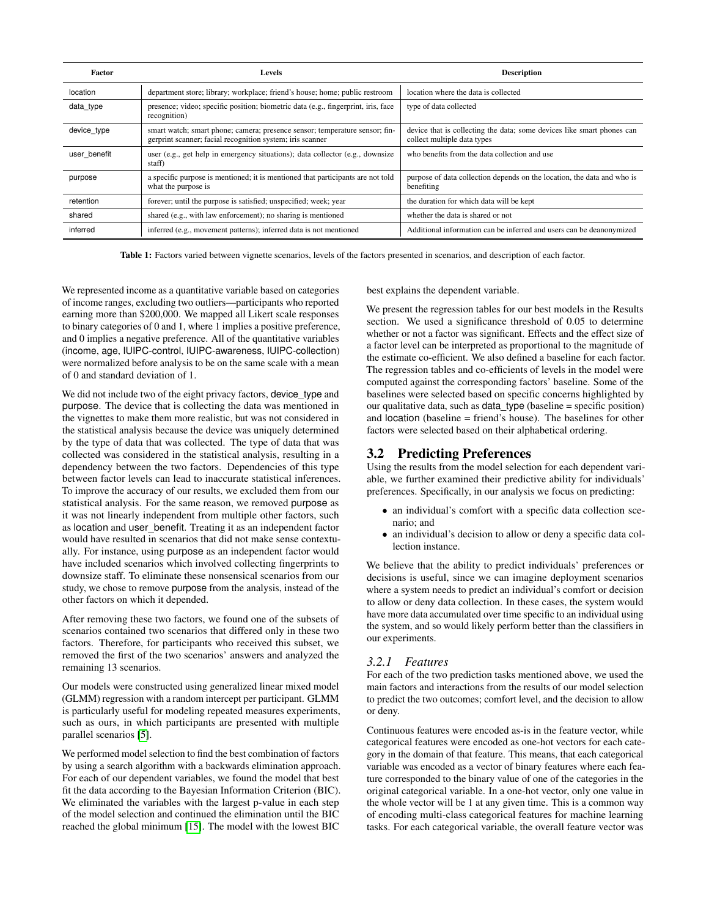| Factor | Levels | Description |
| --- | --- | --- |
| location | department store; library; workplace; friend's house; home; public restroom | location where the data is collected |
| data_type | presence; video; specific position; biometric data (e.g., fingerprint, iris, face recognition) | type of data collected |
| device_type | smart watch; smart phone; camera; presence sensor; temperature sensor; fingerprint scanner; facial recognition system; iris scanner | device that is collecting the data; some devices like smart phones can collect multiple data types |
| user_benefit | user (e.g., get help in emergency situations); data collector (e.g., downsize staff) | who benefits from the data collection and use |
| purpose | a specific purpose is mentioned; it is mentioned that participants are not told what the purpose is | purpose of data collection depends on the location, the data and who is benefiting |
| retention | forever; until the purpose is satisfied; unspecified; week; year | the duration for which data will be kept |
| shared | shared (e.g., with law enforcement); no sharing is mentioned | whether the data is shared or not |
| inferred | inferred (e.g., movement patterns); inferred data is not mentioned | Additional information can be inferred and users can be deanonymized |

**Table 1:** Factors varied between vignette scenarios, levels of the factors presented in scenarios, and description of each factor.

We represented income as a quantitative variable based on categories of income ranges, excluding two outliers—participants who reported earning more than $200,000. We mapped all Likert scale responses to binary categories of 0 and 1, where 1 implies a positive preference, and 0 implies a negative preference. All of the quantitative variables (income, age, IUIPC-control, IUIPC-awareness, IUIPC-collection) were normalized before analysis to be on the same scale with a mean of 0 and standard deviation of 1.

We did not include two of the eight privacy factors, device_type and purpose. The device that is collecting the data was mentioned in the vignettes to make them more realistic, but was not considered in the statistical analysis because the device was uniquely determined by the type of data that was collected. The type of data that was collected was considered in the statistical analysis, resulting in a dependency between the two factors. Dependencies of this type between factor levels can lead to inaccurate statistical inferences. To improve the accuracy of our results, we excluded them from our statistical analysis. For the same reason, we removed purpose as it was not linearly independent from multiple other factors, such as location and user_benefit. Treating it as an independent factor would have resulted in scenarios that did not make sense contextually. For instance, using purpose as an independent factor would have included scenarios which involved collecting fingerprints to downsize staff. To eliminate these nonsensical scenarios from our study, we chose to remove purpose from the analysis, instead of the other factors on which it depended.

After removing these two factors, we found one of the subsets of scenarios contained two scenarios that differed only in these two factors. Therefore, for participants who received this subset, we removed the first of the two scenarios' answers and analyzed the remaining 13 scenarios.

Our models were constructed using generalized linear mixed model (GLMM) regression with a random intercept per participant. GLMM is particularly useful for modeling repeated measures experiments, such as ours, in which participants are presented with multiple parallel scenarios [5].

We performed model selection to find the best combination of factors by using a search algorithm with a backwards elimination approach. For each of our dependent variables, we found the model that best fit the data according to the Bayesian Information Criterion (BIC). We eliminated the variables with the largest p-value in each step of the model selection and continued the elimination until the BIC reached the global minimum [15]. The model with the lowest BIC best explains the dependent variable.

We present the regression tables for our best models in the Results section. We used a significance threshold of 0.05 to determine whether or not a factor was significant. Effects and the effect size of a factor level can be interpreted as proportional to the magnitude of the estimate co-efficient. We also defined a baseline for each factor. The regression tables and co-efficients of levels in the model were computed against the corresponding factors' baseline. Some of the baselines were selected based on specific concerns highlighted by our qualitative data, such as data_type (baseline = specific position) and location (baseline = friend's house). The baselines for other factors were selected based on their alphabetical ordering.

## 3.2 Predicting Preferences

Using the results from the model selection for each dependent variable, we further examined their predictive ability for individuals' preferences. Specifically, in our analysis we focus on predicting:

- an individual's comfort with a specific data collection scenario; and
- an individual's decision to allow or deny a specific data collection instance.

We believe that the ability to predict individuals' preferences or decisions is useful, since we can imagine deployment scenarios where a system needs to predict an individual's comfort or decision to allow or deny data collection. In these cases, the system would have more data accumulated over time specific to an individual using the system, and so would likely perform better than the classifiers in our experiments.

### *3.2.1 Features*

For each of the two prediction tasks mentioned above, we used the main factors and interactions from the results of our model selection to predict the two outcomes; comfort level, and the decision to allow or deny.

Continuous features were encoded as-is in the feature vector, while categorical features were encoded as one-hot vectors for each category in the domain of that feature. This means, that each categorical variable was encoded as a vector of binary features where each feature corresponded to the binary value of one of the categories in the original categorical variable. In a one-hot vector, only one value in the whole vector will be 1 at any given time. This is a common way of encoding multi-class categorical features for machine learning tasks. For each categorical variable, the overall feature vector was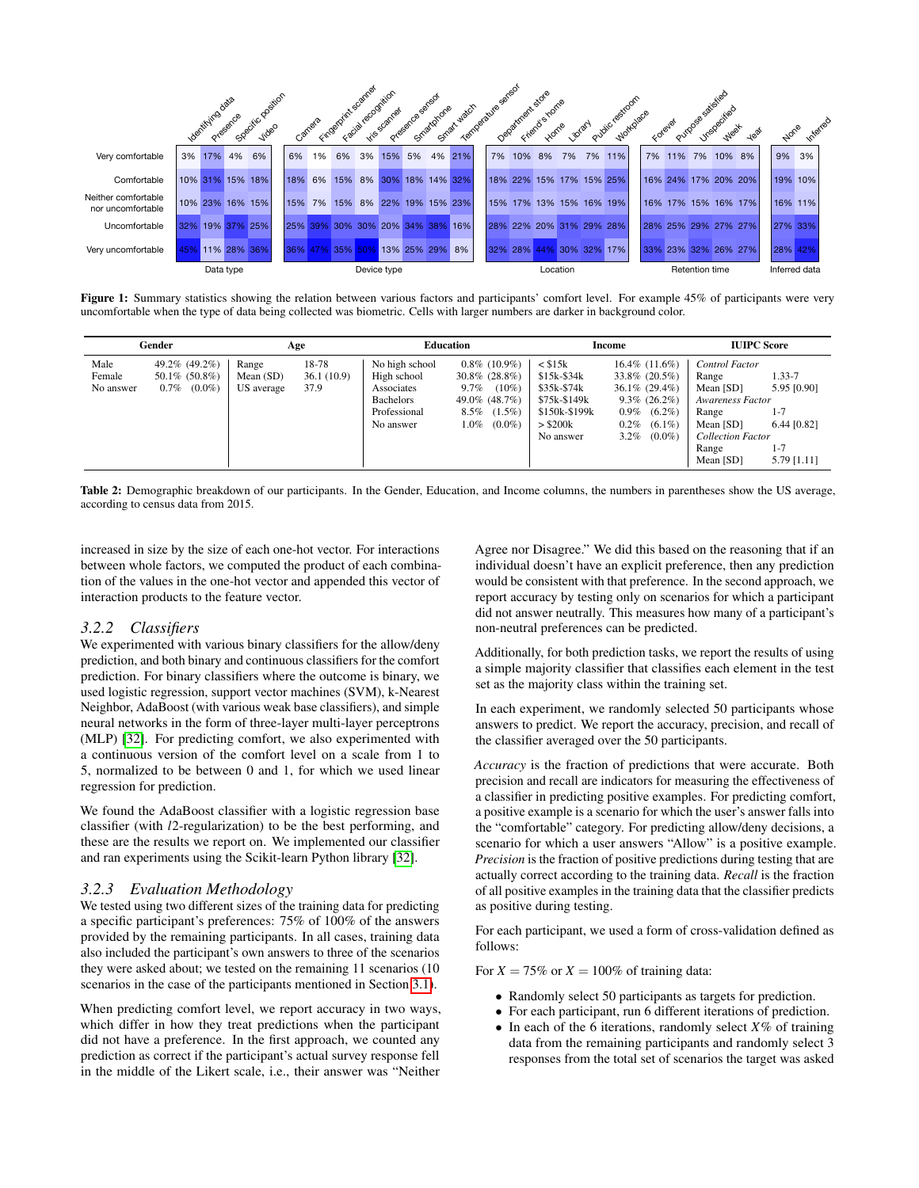| | Identifying data | Presence | Specific position | Video | Camera | Fingerprint scanner | Facial recognition | Iris scanner | Presence sensor | Smartphone | Smart watch | Temperature sensor | Department store | Friend's home | Home | Library | Public restroom | Workplace | Forever | Purpose satisfied | Unspecified | Week | Year | None | Inferred |
|---|---|---|---|---|---|---|---|---|---|---|---|---|---|---|---|---|---|---|---|---|---|---|---|---|---|
| Very comfortable | 3% | 17% | 4% | 6% | 6% | 1% | 6% | 3% | 15% | 5% | 4% | 21% | 7% | 10% | 8% | 7% | 7% | 11% | 7% | 11% | 7% | 10% | 8% | 9% | 3% |
| Comfortable | 10% | 31% | 15% | 18% | 18% | 6% | 15% | 8% | 30% | 18% | 14% | 32% | 18% | 22% | 15% | 17% | 15% | 25% | 16% | 24% | 17% | 20% | 20% | 19% | 10% |
| Neither comfortable nor uncomfortable | 10% | 23% | 16% | 15% | 15% | 7% | 15% | 8% | 22% | 19% | 15% | 23% | 15% | 17% | 13% | 15% | 16% | 19% | 16% | 17% | 15% | 16% | 17% | 16% | 11% |
| Uncomfortable | 32% | 19% | 37% | 25% | 25% | 39% | 30% | 30% | 20% | 34% | 38% | 16% | 28% | 22% | 20% | 31% | 29% | 28% | 28% | 25% | 29% | 27% | 27% | 27% | 33% |
| Very uncomfortable | 45% | 11% | 28% | 36% | 36% | 47% | 35% | 50% | 13% | 25% | 29% | 8% | 32% | 28% | 44% | 30% | 32% | 17% | 33% | 23% | 32% | 26% | 27% | 28% | 42% |
| | Data type | | | | Device type | | | | | | | | Location | | | | | | Retention time | | | | | Inferred data | |

**Figure 1:** Summary statistics showing the relation between various factors and participants' comfort level. For example 45% of participants were very uncomfortable when the type of data being collected was biometric. Cells with larger numbers are darker in background color.

| Gender | | Age | | Education | | Income | | IUIPC Score | |
|---|---|---|---|---|---|---|---|---|---|
| Male | 49.2% (49.2%) | Range | 18-78 | No high school | 0.8% (10.9%) | < $15k | 16.4% (11.6%) | *Control Factor* | |
| Female | 50.1% (50.8%) | Mean (SD) | 36.1 (10.9) | High school | 30.8% (28.8%) | $15k-$34k | 33.8% (20.5%) | Range | 1.33-7 |
| No answer | 0.7% (0.0%) | US average | 37.9 | Associates | 9.7% (10%) | $35k-$74k | 36.1% (29.4%) | Mean [SD] | 5.95 [0.90] |
| | | | | Bachelors | 49.0% (48.7%) | $75k-$149k | 9.3% (26.2%) | *Awareness Factor* | |
| | | | | Professional | 8.5% (1.5%) | $150k-$199k | 0.9% (6.2%) | Range | 1-7 |
| | | | | No answer | 1.0% (0.0%) | > $200k | 0.2% (6.1%) | Mean [SD] | 6.44 [0.82] |
| | | | | | | No answer | 3.2% (0.0%) | *Collection Factor* | |
| | | | | | | | | Range | 1-7 |
| | | | | | | | | Mean [SD] | 5.79 [1.11] |

**Table 2:** Demographic breakdown of our participants. In the Gender, Education, and Income columns, the numbers in parentheses show the US average, according to census data from 2015.

increased in size by the size of each one-hot vector. For interactions between whole factors, we computed the product of each combination of the values in the one-hot vector and appended this vector of interaction products to the feature vector.

### *3.2.2 Classifiers*

We experimented with various binary classifiers for the allow/deny prediction, and both binary and continuous classifiers for the comfort prediction. For binary classifiers where the outcome is binary, we used logistic regression, support vector machines (SVM), k-Nearest Neighbor, AdaBoost (with various weak base classifiers), and simple neural networks in the form of three-layer multi-layer perceptrons (MLP) [32]. For predicting comfort, we also experimented with a continuous version of the comfort level on a scale from 1 to 5, normalized to be between 0 and 1, for which we used linear regression for prediction.

We found the AdaBoost classifier with a logistic regression base classifier (with $l2$-regularization) to be the best performing, and these are the results we report on. We implemented our classifier and ran experiments using the Scikit-learn Python library [32].

### *3.2.3 Evaluation Methodology*

We tested using two different sizes of the training data for predicting a specific participant's preferences: 75% of 100% of the answers provided by the remaining participants. In all cases, training data also included the participant's own answers to three of the scenarios they were asked about; we tested on the remaining 11 scenarios (10 scenarios in the case of the participants mentioned in Section 3.1).

When predicting comfort level, we report accuracy in two ways, which differ in how they treat predictions when the participant did not have a preference. In the first approach, we counted any prediction as correct if the participant's actual survey response fell in the middle of the Likert scale, i.e., their answer was "Neither Agree nor Disagree." We did this based on the reasoning that if an individual doesn't have an explicit preference, then any prediction would be consistent with that preference. In the second approach, we report accuracy by testing only on scenarios for which a participant did not answer neutrally. This measures how many of a participant's non-neutral preferences can be predicted.

Additionally, for both prediction tasks, we report the results of using a simple majority classifier that classifies each element in the test set as the majority class within the training set.

In each experiment, we randomly selected 50 participants whose answers to predict. We report the accuracy, precision, and recall of the classifier averaged over the 50 participants.

*Accuracy* is the fraction of predictions that were accurate. Both precision and recall are indicators for measuring the effectiveness of a classifier in predicting positive examples. For predicting comfort, a positive example is a scenario for which the user's answer falls into the "comfortable" category. For predicting allow/deny decisions, a scenario for which a user answers "Allow" is a positive example. *Precision* is the fraction of positive predictions during testing that are actually correct according to the training data. *Recall* is the fraction of all positive examples in the training data that the classifier predicts as positive during testing.

For each participant, we used a form of cross-validation defined as follows:

For $X = 75\%$ or $X = 100\%$ of training data:

- Randomly select 50 participants as targets for prediction.
- For each participant, run 6 different iterations of prediction.
- In each of the 6 iterations, randomly select $X\%$ of training data from the remaining participants and randomly select 3 responses from the total set of scenarios the target was asked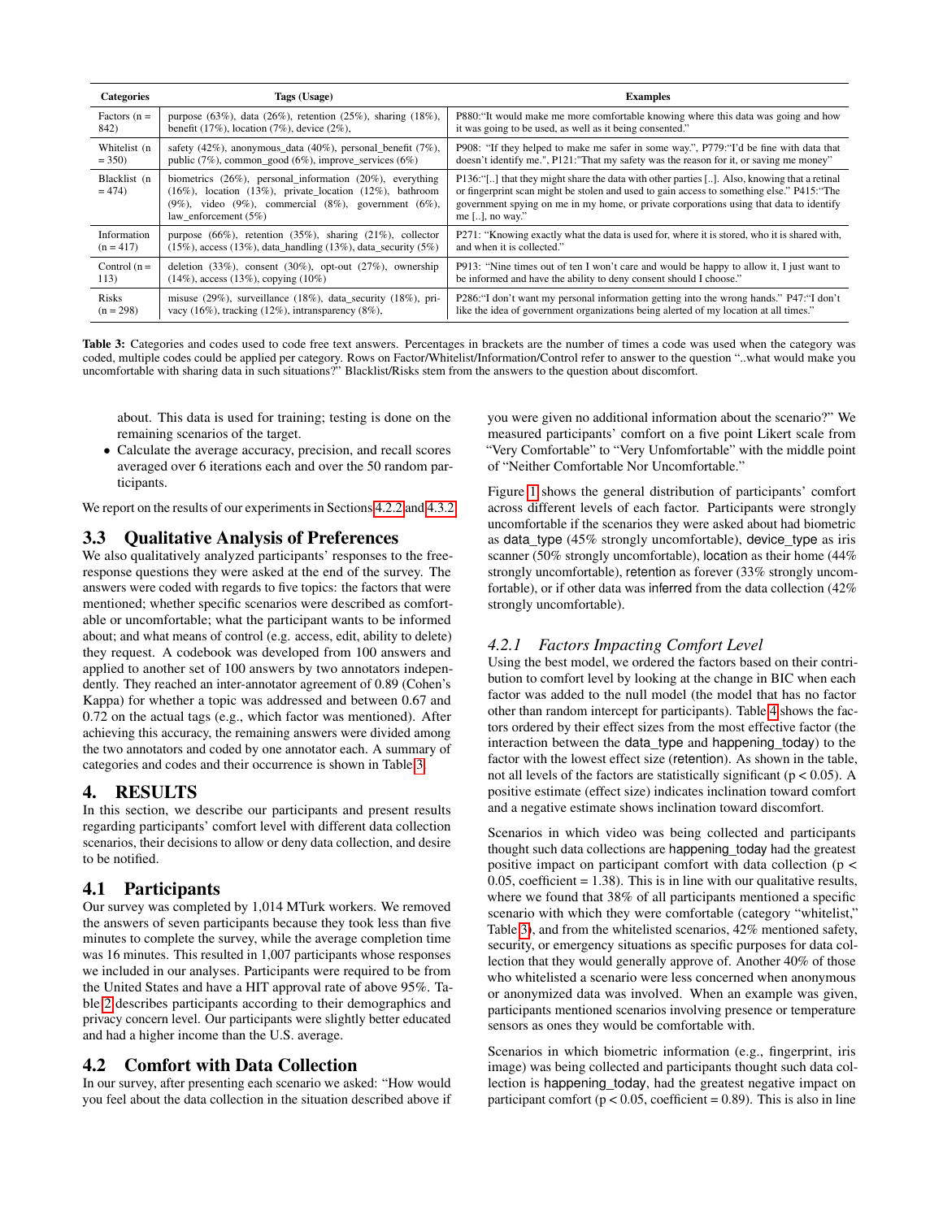| Categories | Tags (Usage) | Examples |
|---|---|---|
| Factors (n = 842) | purpose (63%), data (26%), retention (25%), sharing (18%), benefit (17%), location (7%), device (2%), | P880:"It would make me more comfortable knowing where this data was going and how it was going to be used, as well as it being consented." |
| Whitelist (n = 350) | safety (42%), anonymous_data (40%), personal_benefit (7%), public (7%), common_good (6%), improve_services (6%) | P908: "If they helped to make me safer in some way.", P779:"I'd be fine with data that doesn't identify me.", P121:"That my safety was the reason for it, or saving me money" |
| Blacklist (n = 474) | biometrics (26%), personal_information (20%), everything (16%), location (13%), private_location (12%), bathroom (9%), video (9%), commercial (8%), government (6%), law_enforcement (5%) | P136:"[..] that they might share the data with other parties [..]. Also, knowing that a retinal or fingerprint scan might be stolen and used to gain access to something else." P415:"The government spying on me in my home, or private corporations using that data to identify me [..], no way." |
| Information (n = 417) | purpose (66%), retention (35%), sharing (21%), collector (15%), access (13%), data_handling (13%), data_security (5%) | P271: "Knowing exactly what the data is used for, where it is stored, who it is shared with, and when it is collected." |
| Control (n = 113) | deletion (33%), consent (30%), opt-out (27%), ownership (14%), access (13%), copying (10%) | P913: "Nine times out of ten I won't care and would be happy to allow it, I just want to be informed and have the ability to deny consent should I choose." |
| Risks (n = 298) | misuse (29%), surveillance (18%), data_security (18%), privacy (16%), tracking (12%), intransparency (8%), | P286:"I don't want my personal information getting into the wrong hands." P47:"I don't like the idea of government organizations being alerted of my location at all times." |

**Table 3:** Categories and codes used to code free text answers. Percentages in brackets are the number of times a code was used when the category was coded, multiple codes could be applied per category. Rows on Factor/Whitelist/Information/Control refer to answer to the question "..what would make you uncomfortable with sharing data in such situations?" Blacklist/Risks stem from the answers to the question about discomfort.

about. This data is used for training; testing is done on the remaining scenarios of the target.

- Calculate the average accuracy, precision, and recall scores averaged over 6 iterations each and over the 50 random participants.

We report on the results of our experiments in Sections 4.2.2 and 4.3.2.

## 3.3 Qualitative Analysis of Preferences

We also qualitatively analyzed participants' responses to the free-response questions they were asked at the end of the survey. The answers were coded with regards to five topics: the factors that were mentioned; whether specific scenarios were described as comfortable or uncomfortable; what the participant wants to be informed about; and what means of control (e.g. access, edit, ability to delete) they request. A codebook was developed from 100 answers and applied to another set of 100 answers by two annotators independently. They reached an inter-annotator agreement of 0.89 (Cohen's Kappa) for whether a topic was addressed and between 0.67 and 0.72 on the actual tags (e.g., which factor was mentioned). After achieving this accuracy, the remaining answers were divided among the two annotators and coded by one annotator each. A summary of categories and codes and their occurrence is shown in Table 3.

# 4. RESULTS

In this section, we describe our participants and present results regarding participants' comfort level with different data collection scenarios, their decisions to allow or deny data collection, and desire to be notified.

## 4.1 Participants

Our survey was completed by 1,014 MTurk workers. We removed the answers of seven participants because they took less than five minutes to complete the survey, while the average completion time was 16 minutes. This resulted in 1,007 participants whose responses we included in our analyses. Participants were required to be from the United States and have a HIT approval rate of above 95%. Table 2 describes participants according to their demographics and privacy concern level. Our participants were slightly better educated and had a higher income than the U.S. average.

## 4.2 Comfort with Data Collection

In our survey, after presenting each scenario we asked: "How would you feel about the data collection in the situation described above if you were given no additional information about the scenario?" We measured participants' comfort on a five point Likert scale from "Very Comfortable" to "Very Unfomfortable" with the middle point of "Neither Comfortable Nor Uncomfortable."

Figure 1 shows the general distribution of participants' comfort across different levels of each factor. Participants were strongly uncomfortable if the scenarios they were asked about had biometric as data_type (45% strongly uncomfortable), device_type as iris scanner (50% strongly uncomfortable), location as their home (44% strongly uncomfortable), retention as forever (33% strongly uncomfortable), or if other data was inferred from the data collection (42% strongly uncomfortable).

### 4.2.1 *Factors Impacting Comfort Level*

Using the best model, we ordered the factors based on their contribution to comfort level by looking at the change in BIC when each factor was added to the null model (the model that has no factor other than random intercept for participants). Table 4 shows the factors ordered by their effect sizes from the most effective factor (the interaction between the data_type and happening_today) to the factor with the lowest effect size (retention). As shown in the table, not all levels of the factors are statistically significant ($p < 0.05$). A positive estimate (effect size) indicates inclination toward comfort and a negative estimate shows inclination toward discomfort.

Scenarios in which video was being collected and participants thought such data collections are happening_today had the greatest positive impact on participant comfort with data collection ($p < 0.05$, coefficient = 1.38). This is in line with our qualitative results, where we found that 38% of all participants mentioned a specific scenario with which they were comfortable (category "whitelist," Table 3), and from the whitelisted scenarios, 42% mentioned safety, security, or emergency situations as specific purposes for data collection that they would generally approve of. Another 40% of those who whitelisted a scenario were less concerned when anonymous or anonymized data was involved. When an example was given, participants mentioned scenarios involving presence or temperature sensors as ones they would be comfortable with.

Scenarios in which biometric information (e.g., fingerprint, iris image) was being collected and participants thought such data collection is happening_today, had the greatest negative impact on participant comfort ($p < 0.05$, coefficient = 0.89). This is also in line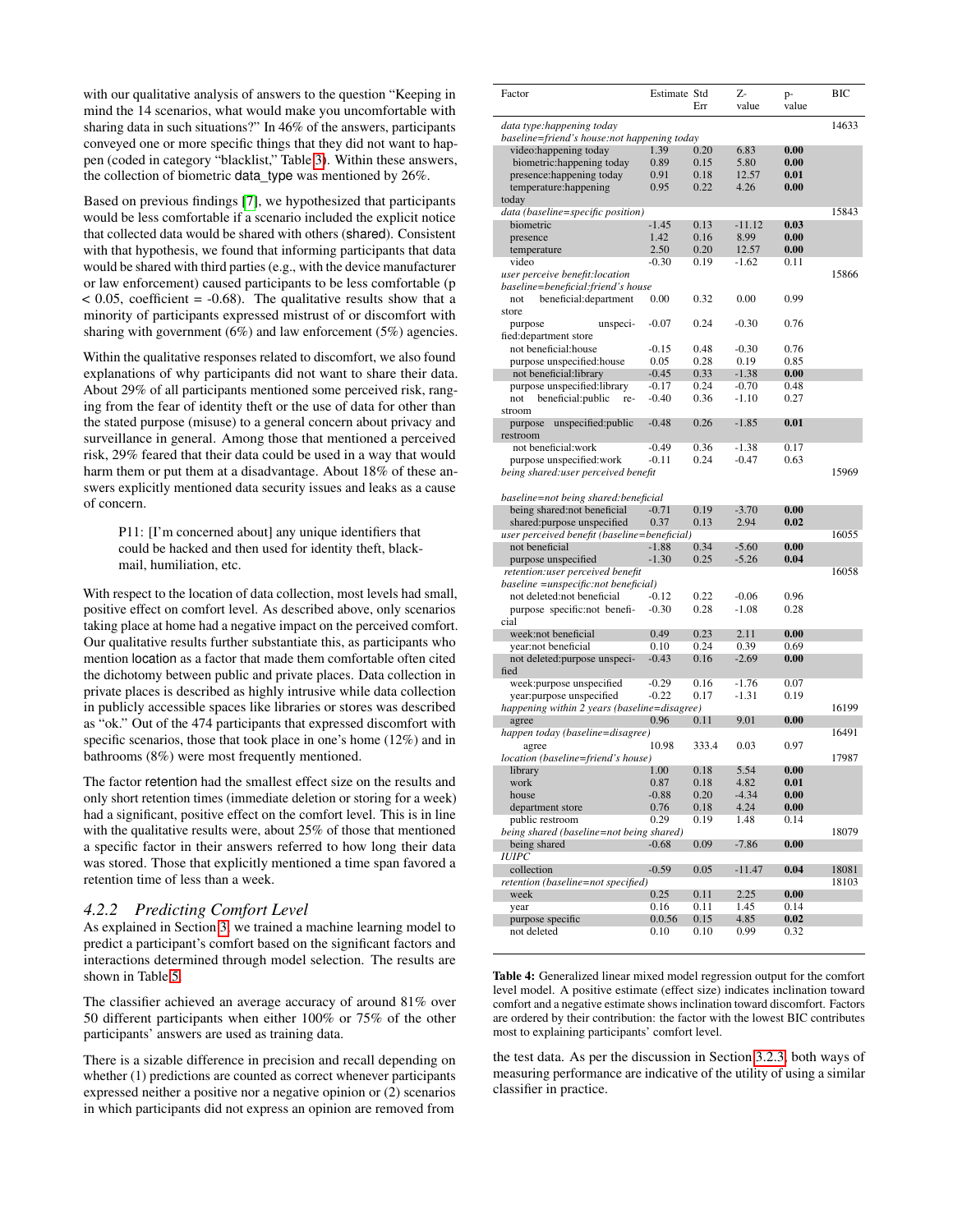with our qualitative analysis of answers to the question "Keeping in mind the 14 scenarios, what would make you uncomfortable with sharing data in such situations?" In 46% of the answers, participants conveyed one or more specific things that they did not want to happen (coded in category "blacklist," Table 3). Within these answers, the collection of biometric data_type was mentioned by 26%.

Based on previous findings [7], we hypothesized that participants would be less comfortable if a scenario included the explicit notice that collected data would be shared with others (shared). Consistent with that hypothesis, we found that informing participants that data would be shared with third parties (e.g., with the device manufacturer or law enforcement) caused participants to be less comfortable ($p < 0.05$, coefficient = -0.68). The qualitative results show that a minority of participants expressed mistrust of or discomfort with sharing with government (6%) and law enforcement (5%) agencies.

Within the qualitative responses related to discomfort, we also found explanations of why participants did not want to share their data. About 29% of all participants mentioned some perceived risk, ranging from the fear of identity theft or the use of data for other than the stated purpose (misuse) to a general concern about privacy and surveillance in general. Among those that mentioned a perceived risk, 29% feared that their data could be used in a way that would harm them or put them at a disadvantage. About 18% of these answers explicitly mentioned data security issues and leaks as a cause of concern.

> P11: [I'm concerned about] any unique identifiers that could be hacked and then used for identity theft, blackmail, humiliation, etc.

With respect to the location of data collection, most levels had small, positive effect on comfort level. As described above, only scenarios taking place at home had a negative impact on the perceived comfort. Our qualitative results further substantiate this, as participants who mention location as a factor that made them comfortable often cited the dichotomy between public and private places. Data collection in private places is described as highly intrusive while data collection in publicly accessible spaces like libraries or stores was described as "ok." Out of the 474 participants that expressed discomfort with specific scenarios, those that took place in one's home (12%) and in bathrooms (8%) were most frequently mentioned.

The factor retention had the smallest effect size on the results and only short retention times (immediate deletion or storing for a week) had a significant, positive effect on the comfort level. This is in line with the qualitative results were, about 25% of those that mentioned a specific factor in their answers referred to how long their data was stored. Those that explicitly mentioned a time span favored a retention time of less than a week.

### 4.2.2 Predicting Comfort Level

As explained in Section 3, we trained a machine learning model to predict a participant's comfort based on the significant factors and interactions determined through model selection. The results are shown in Table 5.

The classifier achieved an average accuracy of around 81% over 50 different participants when either 100% or 75% of the other participants' answers are used as training data.

There is a sizable difference in precision and recall depending on whether (1) predictions are counted as correct whenever participants expressed neither a positive nor a negative opinion or (2) scenarios in which participants did not express an opinion are removed from the test data. As per the discussion in Section 3.2.3, both ways of measuring performance are indicative of the utility of using a similar classifier in practice.

| Factor | Estimate | Std Err | Z-value | p-value | BIC |
|---|---|---|---|---|---|
| *data type:happening today* | | | | | 14633 |
| *baseline=friend's house:not happening today* | | | | | |
| video:happening today | 1.39 | 0.20 | 6.83 | **0.00** | |
| biometric:happening today | 0.89 | 0.15 | 5.80 | **0.00** | |
| presence:happening today | 0.91 | 0.18 | 12.57 | **0.01** | |
| temperature:happening today | 0.95 | 0.22 | 4.26 | **0.00** | |
| *data (baseline=specific position)* | | | | | 15843 |
| biometric | -1.45 | 0.13 | -11.12 | **0.03** | |
| presence | 1.42 | 0.16 | 8.99 | **0.00** | |
| temperature | 2.50 | 0.20 | 12.57 | **0.00** | |
| video | -0.30 | 0.19 | -1.62 | 0.11 | |
| *user perceive benefit:location* | | | | | 15866 |
| *baseline=beneficial:friend's house* | | | | | |
| not beneficial:department store | 0.00 | 0.32 | 0.00 | 0.99 | |
| purpose unspecified:department store | -0.07 | 0.24 | -0.30 | 0.76 | |
| not beneficial:house | -0.15 | 0.48 | -0.30 | 0.76 | |
| purpose unspecified:house | 0.05 | 0.28 | 0.19 | 0.85 | |
| not beneficial:library | -0.45 | 0.33 | -1.38 | **0.00** | |
| purpose unspecified:library | -0.17 | 0.24 | -0.70 | 0.48 | |
| not beneficial:public restroom | -0.40 | 0.36 | -1.10 | 0.27 | |
| purpose unspecified:public restroom | -0.48 | 0.26 | -1.85 | **0.01** | |
| not beneficial:work | -0.49 | 0.36 | -1.38 | 0.17 | |
| purpose unspecified:work | -0.11 | 0.24 | -0.47 | 0.63 | |
| *being shared:user perceived benefit* | | | | | 15969 |
| *baseline=not being shared:beneficial* | | | | | |
| being shared:not beneficial | -0.71 | 0.19 | -3.70 | **0.00** | |
| shared:purpose unspecified | 0.37 | 0.13 | 2.94 | **0.02** | |
| *user perceived benefit (baseline=beneficial)* | | | | | 16055 |
| not beneficial | -1.88 | 0.34 | -5.60 | **0.00** | |
| purpose unspecified | -1.30 | 0.25 | -5.26 | **0.04** | |
| *retention:user perceived benefit* | | | | | 16058 |
| *baseline =unspecific:not beneficial)* | | | | | |
| not deleted:not beneficial | -0.12 | 0.22 | -0.06 | 0.96 | |
| purpose specific:not beneficial | -0.30 | 0.28 | -1.08 | 0.28 | |
| week:not beneficial | 0.49 | 0.23 | 2.11 | **0.00** | |
| year:not beneficial | 0.10 | 0.24 | 0.39 | 0.69 | |
| not deleted:purpose unspecified | -0.43 | 0.16 | -2.69 | **0.00** | |
| week:purpose unspecified | -0.29 | 0.16 | -1.76 | 0.07 | |
| year:purpose unspecified | -0.22 | 0.17 | -1.31 | 0.19 | |
| *happening within 2 years (baseline=disagree)* | | | | | 16199 |
| agree | 0.96 | 0.11 | 9.01 | **0.00** | |
| *happen today (baseline=disagree)* | | | | | 16491 |
| agree | 10.98 | 333.4 | 0.03 | 0.97 | |
| *location (baseline=friend's house)* | | | | | 17987 |
| library | 1.00 | 0.18 | 5.54 | **0.00** | |
| work | 0.87 | 0.18 | 4.82 | **0.01** | |
| house | -0.88 | 0.20 | -4.34 | **0.00** | |
| department store | 0.76 | 0.18 | 4.24 | **0.00** | |
| public restroom | 0.29 | 0.19 | 1.48 | 0.14 | |
| *being shared (baseline=not being shared)* | | | | | 18079 |
| being shared | -0.68 | 0.09 | -7.86 | **0.00** | |
| *IUIPC* | | | | | |
| collection | -0.59 | 0.05 | -11.47 | **0.04** | 18081 |
| *retention (baseline=not specified)* | | | | | 18103 |
| week | 0.25 | 0.11 | 2.25 | **0.00** | |
| year | 0.16 | 0.11 | 1.45 | 0.14 | |
| purpose specific | 0.0.56 | 0.15 | 4.85 | **0.02** | |
| not deleted | 0.10 | 0.10 | 0.99 | 0.32 | |

**Table 4:** Generalized linear mixed model regression output for the comfort level model. A positive estimate (effect size) indicates inclination toward comfort and a negative estimate shows inclination toward discomfort. Factors are ordered by their contribution: the factor with the lowest BIC contributes most to explaining participants' comfort level.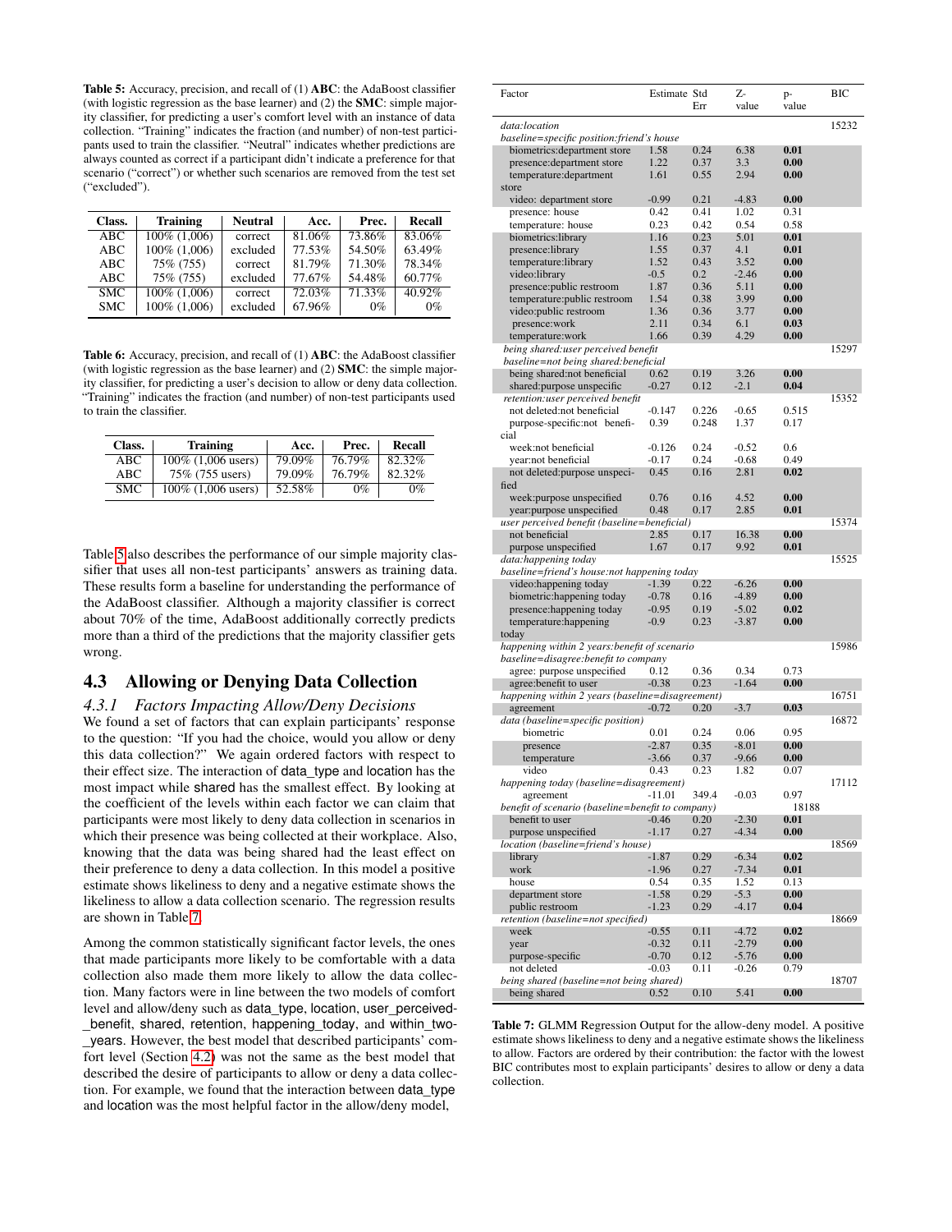**Table 5:** Accuracy, precision, and recall of (1) **ABC**: the AdaBoost classifier (with logistic regression as the base learner) and (2) the **SMC**: simple majority classifier, for predicting a user's comfort level with an instance of data collection. "Training" indicates the fraction (and number) of non-test participants used to train the classifier. "Neutral" indicates whether predictions are always counted as correct if a participant didn't indicate a preference for that scenario ("correct") or whether such scenarios are removed from the test set ("excluded").

| Class. | Training | Neutral | Acc. | Prec. | Recall |
|---|---|---|---|---|---|
| ABC | 100% (1,006) | correct | 81.06% | 73.86% | 83.06% |
| ABC | 100% (1,006) | excluded | 77.53% | 54.50% | 63.49% |
| ABC | 75% (755) | correct | 81.79% | 71.30% | 78.34% |
| ABC | 75% (755) | excluded | 77.67% | 54.48% | 60.77% |
| SMC | 100% (1,006) | correct | 72.03% | 71.33% | 40.92% |
| SMC | 100% (1,006) | excluded | 67.96% | 0% | 0% |

**Table 6:** Accuracy, precision, and recall of (1) **ABC**: the AdaBoost classifier (with logistic regression as the base learner) and (2) **SMC**: the simple majority classifier, for predicting a user's decision to allow or deny data collection. "Training" indicates the fraction (and number) of non-test participants used to train the classifier.

| Class. | Training | Acc. | Prec. | Recall |
|---|---|---|---|---|
| ABC | 100% (1,006 users) | 79.09% | 76.79% | 82.32% |
| ABC | 75% (755 users) | 79.09% | 76.79% | 82.32% |
| SMC | 100% (1,006 users) | 52.58% | 0% | 0% |

Table 5 also describes the performance of our simple majority classifier that uses all non-test participants' answers as training data. These results form a baseline for understanding the performance of the AdaBoost classifier. Although a majority classifier is correct about 70% of the time, AdaBoost additionally correctly predicts more than a third of the predictions that the majority classifier gets wrong.

## 4.3 Allowing or Denying Data Collection

### *4.3.1 Factors Impacting Allow/Deny Decisions*

We found a set of factors that can explain participants' response to the question: "If you had the choice, would you allow or deny this data collection?" We again ordered factors with respect to their effect size. The interaction of data_type and location has the most impact while shared has the smallest effect. By looking at the coefficient of the levels within each factor we can claim that participants were most likely to deny data collection in scenarios in which their presence was being collected at their workplace. Also, knowing that the data was being shared had the least effect on their preference to deny a data collection. In this model a positive estimate shows likeliness to deny and a negative estimate shows the likeliness to allow a data collection scenario. The regression results are shown in Table 7.

Among the common statistically significant factor levels, the ones that made participants more likely to be comfortable with a data collection also made them more likely to allow the data collection. Many factors were in line between the two models of comfort level and allow/deny such as data_type, location, user_perceived_benefit, shared, retention, happening_today, and within_two_years. However, the best model that described participants' comfort level (Section 4.2) was not the same as the best model that described the desire of participants to allow or deny a data collection. For example, we found that the interaction between data_type and location was the most helpful factor in the allow/deny model,

| Factor | Estimate | Std Err | Z-value | p-value | BIC |
|---|---|---|---|---|---|
| *data:location* | | | | | 15232 |
| *baseline=specific position:friend's house* | | | | | |
| biometrics:department store | 1.58 | 0.24 | 6.38 | **0.01** | |
| presence:department store | 1.22 | 0.37 | 3.3 | **0.00** | |
| temperature:department store | 1.61 | 0.55 | 2.94 | **0.00** | |
| video: department store | -0.99 | 0.21 | -4.83 | **0.00** | |
| presence: house | 0.42 | 0.41 | 1.02 | 0.31 | |
| temperature: house | 0.23 | 0.42 | 0.54 | 0.58 | |
| biometrics:library | 1.16 | 0.23 | 5.01 | **0.01** | |
| presence:library | 1.55 | 0.37 | 4.1 | **0.01** | |
| temperature:library | 1.52 | 0.43 | 3.52 | **0.00** | |
| video:library | -0.5 | 0.2 | -2.46 | **0.00** | |
| presence:public restroom | 1.87 | 0.36 | 5.11 | **0.00** | |
| temperature:public restroom | 1.54 | 0.38 | 3.99 | **0.00** | |
| video:public restroom | 1.36 | 0.36 | 3.77 | **0.00** | |
| presence:work | 2.11 | 0.34 | 6.1 | **0.03** | |
| temperature:work | 1.66 | 0.39 | 4.29 | **0.00** | |
| *being shared:user perceived benefit* | | | | | 15297 |
| *baseline=not being shared:beneficial* | | | | | |
| being shared:not beneficial | 0.62 | 0.19 | 3.26 | **0.00** | |
| shared:purpose unspecific | -0.27 | 0.12 | -2.1 | **0.04** | |
| *retention:user perceived benefit* | | | | | 15352 |
| not deleted:not beneficial | -0.147 | 0.226 | -0.65 | 0.515 | |
| purpose-specific:not beneficial | 0.39 | 0.248 | 1.37 | 0.17 | |
| week:not beneficial | -0.126 | 0.24 | -0.52 | 0.6 | |
| year:not beneficial | -0.17 | 0.24 | -0.68 | 0.49 | |
| not deleted:purpose unspecified | 0.45 | 0.16 | 2.81 | **0.02** | |
| week:purpose unspecified | 0.76 | 0.16 | 4.52 | **0.00** | |
| year:purpose unspecified | 0.48 | 0.17 | 2.85 | **0.01** | |
| *user perceived benefit (baseline=beneficial)* | | | | | 15374 |
| not beneficial | 2.85 | 0.17 | 16.38 | **0.00** | |
| purpose unspecified | 1.67 | 0.17 | 9.92 | **0.01** | |
| *data:happening today* | | | | | 15525 |
| *baseline=friend's house:not happening today* | | | | | |
| video:happening today | -1.39 | 0.22 | -6.26 | **0.00** | |
| biometric:happening today | -0.78 | 0.16 | -4.89 | **0.00** | |
| presence:happening today | -0.95 | 0.19 | -5.02 | **0.02** | |
| temperature:happening today | -0.9 | 0.23 | -3.87 | **0.00** | |
| *happening within 2 years:benefit of scenario* | | | | | 15986 |
| *baseline=disagree:benefit to company* | | | | | |
| agree: purpose unspecified | 0.12 | 0.36 | 0.34 | 0.73 | |
| agree:benefit to user | -0.38 | 0.23 | -1.64 | **0.00** | |
| *happening within 2 years (baseline=disagreement)* | | | | | 16751 |
| agreement | -0.72 | 0.20 | -3.7 | **0.03** | |
| *data (baseline=specific position)* | | | | | 16872 |
| biometric | 0.01 | 0.24 | 0.06 | 0.95 | |
| presence | -2.87 | 0.35 | -8.01 | **0.00** | |
| temperature | -3.66 | 0.37 | -9.66 | **0.00** | |
| video | 0.43 | 0.23 | 1.82 | 0.07 | |
| *happening today (baseline=disagreement)* | | | | | 17112 |
| agreement | -11.01 | 349.4 | -0.03 | 0.97 | |
| *benefit of scenario (baseline=benefit to company)* | | | | | 18188 |
| benefit to user | -0.46 | 0.20 | -2.30 | **0.01** | |
| purpose unspecified | -1.17 | 0.27 | -4.34 | **0.00** | |
| *location (baseline=friend's house)* | | | | | 18569 |
| library | -1.87 | 0.29 | -6.34 | **0.02** | |
| work | -1.96 | 0.27 | -7.34 | **0.01** | |
| house | 0.54 | 0.35 | 1.52 | 0.13 | |
| department store | -1.58 | 0.29 | -5.3 | **0.00** | |
| public restroom | -1.23 | 0.29 | -4.17 | **0.04** | |
| *retention (baseline=not specified)* | | | | | 18669 |
| week | -0.55 | 0.11 | -4.72 | **0.02** | |
| year | -0.32 | 0.11 | -2.79 | **0.00** | |
| purpose-specific | -0.70 | 0.12 | -5.76 | **0.00** | |
| not deleted | -0.03 | 0.11 | -0.26 | 0.79 | |
| *being shared (baseline=not being shared)* | | | | | 18707 |
| being shared | 0.52 | 0.10 | 5.41 | **0.00** | |

**Table 7:** GLMM Regression Output for the allow-deny model. A positive estimate shows likeliness to deny and a negative estimate shows the likeliness to allow. Factors are ordered by their contribution: the factor with the lowest BIC contributes most to explain participants' desires to allow or deny a data collection.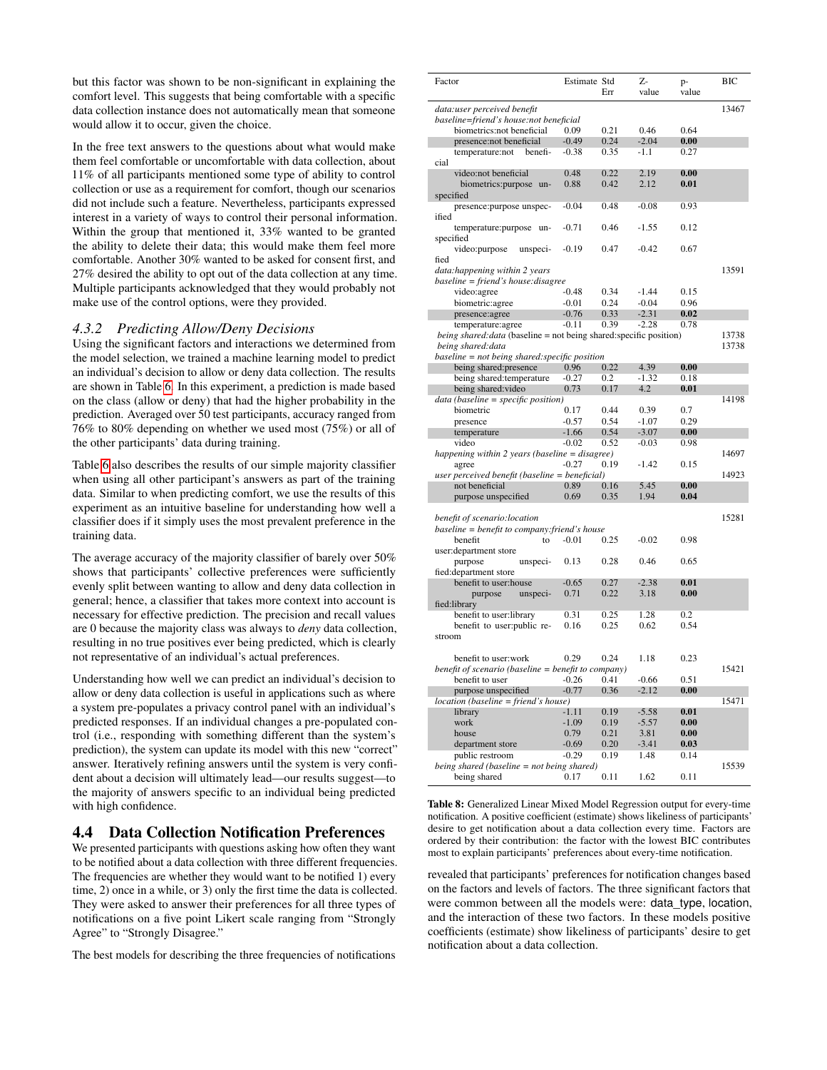but this factor was shown to be non-significant in explaining the comfort level. This suggests that being comfortable with a specific data collection instance does not automatically mean that someone would allow it to occur, given the choice.

In the free text answers to the questions about what would make them feel comfortable or uncomfortable with data collection, about 11% of all participants mentioned some type of ability to control collection or use as a requirement for comfort, though our scenarios did not include such a feature. Nevertheless, participants expressed interest in a variety of ways to control their personal information. Within the group that mentioned it, 33% wanted to be granted the ability to delete their data; this would make them feel more comfortable. Another 30% wanted to be asked for consent first, and 27% desired the ability to opt out of the data collection at any time. Multiple participants acknowledged that they would probably not make use of the control options, were they provided.

### 4.3.2 Predicting Allow/Deny Decisions

Using the significant factors and interactions we determined from the model selection, we trained a machine learning model to predict an individual's decision to allow or deny data collection. The results are shown in Table 6. In this experiment, a prediction is made based on the class (allow or deny) that had the higher probability in the prediction. Averaged over 50 test participants, accuracy ranged from 76% to 80% depending on whether we used most (75%) or all of the other participants' data during training.

Table 6 also describes the results of our simple majority classifier when using all other participant's answers as part of the training data. Similar to when predicting comfort, we use the results of this experiment as an intuitive baseline for understanding how well a classifier does if it simply uses the most prevalent preference in the training data.

The average accuracy of the majority classifier of barely over 50% shows that participants' collective preferences were sufficiently evenly split between wanting to allow and deny data collection in general; hence, a classifier that takes more context into account is necessary for effective prediction. The precision and recall values are 0 because the majority class was always to *deny* data collection, resulting in no true positives ever being predicted, which is clearly not representative of an individual's actual preferences.

Understanding how well we can predict an individual's decision to allow or deny data collection is useful in applications such as where a system pre-populates a privacy control panel with an individual's predicted responses. If an individual changes a pre-populated control (i.e., responding with something different than the system's prediction), the system can update its model with this new "correct" answer. Iteratively refining answers until the system is very confident about a decision will ultimately lead—our results suggest—to the majority of answers specific to an individual being predicted with high confidence.

## 4.4 Data Collection Notification Preferences

We presented participants with questions asking how often they want to be notified about a data collection with three different frequencies. The frequencies are whether they would want to be notified 1) every time, 2) once in a while, or 3) only the first time the data is collected. They were asked to answer their preferences for all three types of notifications on a five point Likert scale ranging from "Strongly Agree" to "Strongly Disagree."

The best models for describing the three frequencies of notifications revealed that participants' preferences for notification changes based on the factors and levels of factors. The three significant factors that were common between all the models were: data_type, location, and the interaction of these two factors. In these models positive coefficients (estimate) show likeliness of participants' desire to get notification about a data collection.

| Factor | Estimate | Std Err | Z-value | p-value | BIC |
|---|---|---|---|---|---|
| *data:user perceived benefit* | | | | | 13467 |
| *baseline=friend's house:not beneficial* | | | | | |
| biometrics:not beneficial | 0.09 | 0.21 | 0.46 | 0.64 | |
| presence:not beneficial | -0.49 | 0.24 | -2.04 | **0.00** | |
| temperature:not beneficial | -0.38 | 0.35 | -1.1 | 0.27 | |
| video:not beneficial | 0.48 | 0.22 | 2.19 | **0.00** | |
| biometrics:purpose unspecified | 0.88 | 0.42 | 2.12 | **0.01** | |
| presence:purpose unspecified | -0.04 | 0.48 | -0.08 | 0.93 | |
| temperature:purpose unspecified | -0.71 | 0.46 | -1.55 | 0.12 | |
| video:purpose unspecified | -0.19 | 0.47 | -0.42 | 0.67 | |
| *data:happening within 2 years* | | | | | 13591 |
| *baseline = friend's house:disagree* | | | | | |
| video:agree | -0.48 | 0.34 | -1.44 | 0.15 | |
| biometric:agree | -0.01 | 0.24 | -0.04 | 0.96 | |
| presence:agree | -0.76 | 0.33 | -2.31 | **0.02** | |
| temperature:agree | -0.11 | 0.39 | -2.28 | 0.78 | |
| *being shared:data* (baseline = not being shared:specific position) | | | | | 13738 |
| *being shared:data* | | | | | 13738 |
| *baseline = not being shared:specific position* | | | | | |
| being shared:presence | 0.96 | 0.22 | 4.39 | **0.00** | |
| being shared:temperature | -0.27 | 0.2 | -1.32 | 0.18 | |
| being shared:video | 0.73 | 0.17 | 4.2 | **0.01** | |
| *data (baseline = specific position)* | | | | | 14198 |
| biometric | 0.17 | 0.44 | 0.39 | 0.7 | |
| presence | -0.57 | 0.54 | -1.07 | 0.29 | |
| temperature | -1.66 | 0.54 | -3.07 | **0.00** | |
| video | -0.02 | 0.52 | -0.03 | 0.98 | |
| *happening within 2 years (baseline = disagree)* | | | | | 14697 |
| agree | -0.27 | 0.19 | -1.42 | 0.15 | |
| *user perceived benefit (baseline = beneficial)* | | | | | 14923 |
| not beneficial | 0.89 | 0.16 | 5.45 | **0.00** | |
| purpose unspecified | 0.69 | 0.35 | 1.94 | **0.04** | |
| *benefit of scenario:location* | | | | | 15281 |
| *baseline = benefit to company:friend's house* | | | | | |
| benefit to user:department store | -0.01 | 0.25 | -0.02 | 0.98 | |
| purpose unspecified:department store | 0.13 | 0.28 | 0.46 | 0.65 | |
| benefit to user:house | -0.65 | 0.27 | -2.38 | **0.01** | |
| purpose unspecified:library | 0.71 | 0.22 | 3.18 | **0.00** | |
| benefit to user:library | 0.31 | 0.25 | 1.28 | 0.2 | |
| benefit to user:public restroom | 0.16 | 0.25 | 0.62 | 0.54 | |
| benefit to user:work | 0.29 | 0.24 | 1.18 | 0.23 | |
| *benefit of scenario (baseline = benefit to company)* | | | | | 15421 |
| benefit to user | -0.26 | 0.41 | -0.66 | 0.51 | |
| purpose unspecified | -0.77 | 0.36 | -2.12 | **0.00** | |
| *location (baseline = friend's house)* | | | | | 15471 |
| library | -1.11 | 0.19 | -5.58 | **0.01** | |
| work | -1.09 | 0.19 | -5.57 | **0.00** | |
| house | 0.79 | 0.21 | 3.81 | **0.00** | |
| department store | -0.69 | 0.20 | -3.41 | **0.03** | |
| public restroom | -0.29 | 0.19 | 1.48 | 0.14 | |
| *being shared (baseline = not being shared)* | | | | | 15539 |
| being shared | 0.17 | 0.11 | 1.62 | 0.11 | |

**Table 8:** Generalized Linear Mixed Model Regression output for every-time notification. A positive coefficient (estimate) shows likeliness of participants' desire to get notification about a data collection every time. Factors are ordered by their contribution: the factor with the lowest BIC contributes most to explain participants' preferences about every-time notification.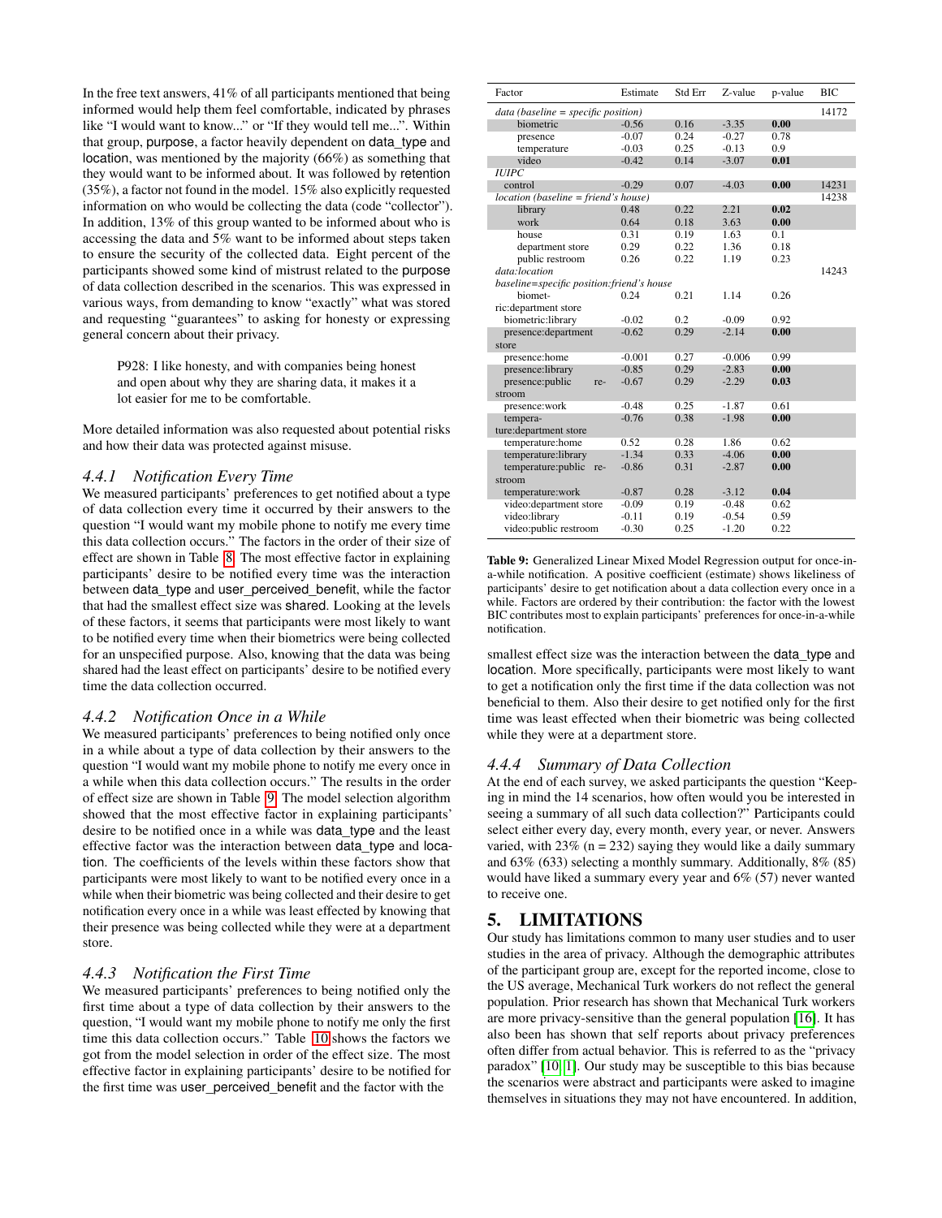In the free text answers, 41% of all participants mentioned that being informed would help them feel comfortable, indicated by phrases like "I would want to know..." or "If they would tell me...". Within that group, purpose, a factor heavily dependent on data_type and location, was mentioned by the majority (66%) as something that they would want to be informed about. It was followed by retention (35%), a factor not found in the model. 15% also explicitly requested information on who would be collecting the data (code "collector"). In addition, 13% of this group wanted to be informed about who is accessing the data and 5% want to be informed about steps taken to ensure the security of the collected data. Eight percent of the participants showed some kind of mistrust related to the purpose of data collection described in the scenarios. This was expressed in various ways, from demanding to know "exactly" what was stored and requesting "guarantees" to asking for honesty or expressing general concern about their privacy.

> P928: I like honesty, and with companies being honest and open about why they are sharing data, it makes it a lot easier for me to be comfortable.

More detailed information was also requested about potential risks and how their data was protected against misuse.

### 4.4.1 Notification Every Time

We measured participants' preferences to get notified about a type of data collection every time it occurred by their answers to the question "I would want my mobile phone to notify me every time this data collection occurs." The factors in the order of their size of effect are shown in Table 8. The most effective factor in explaining participants' desire to be notified every time was the interaction between data_type and user_perceived_benefit, while the factor that had the smallest effect size was shared. Looking at the levels of these factors, it seems that participants were most likely to want to be notified every time when their biometrics were being collected for an unspecified purpose. Also, knowing that the data was being shared had the least effect on participants' desire to be notified every time the data collection occurred.

### 4.4.2 Notification Once in a While

We measured participants' preferences to being notified only once in a while about a type of data collection by their answers to the question "I would want my mobile phone to notify me every once in a while when this data collection occurs." The results in the order of effect size are shown in Table 9. The model selection algorithm showed that the most effective factor in explaining participants' desire to be notified once in a while was data_type and the least effective factor was the interaction between data_type and location. The coefficients of the levels within these factors show that participants were most likely to want to be notified every once in a while when their biometric was being collected and their desire to get notification every once in a while was least effected by knowing that their presence was being collected while they were at a department store.

### 4.4.3 Notification the First Time

We measured participants' preferences to being notified only the first time about a type of data collection by their answers to the question, "I would want my mobile phone to notify me only the first time this data collection occurs." Table 10 shows the factors we got from the model selection in order of the effect size. The most effective factor in explaining participants' desire to be notified for the first time was user_perceived_benefit and the factor with the smallest effect size was the interaction between the data_type and location. More specifically, participants were most likely to want to get a notification only the first time if the data collection was not beneficial to them. Also their desire to get notified only for the first time was least effected when their biometric was being collected while they were at a department store.

| Factor | Estimate | Std Err | Z-value | p-value | BIC |
|---|---|---|---|---|---|
| *data (baseline = specific position)* | | | | | 14172 |
| biometric | -0.56 | 0.16 | -3.35 | **0.00** | |
| presence | -0.07 | 0.24 | -0.27 | 0.78 | |
| temperature | -0.03 | 0.25 | -0.13 | 0.9 | |
| video | -0.42 | 0.14 | -3.07 | **0.01** | |
| *IUIPC* | | | | | |
| control | -0.29 | 0.07 | -4.03 | **0.00** | 14231 |
| *location (baseline = friend's house)* | | | | | 14238 |
| library | 0.48 | 0.22 | 2.21 | **0.02** | |
| work | 0.64 | 0.18 | 3.63 | **0.00** | |
| house | 0.31 | 0.19 | 1.63 | 0.1 | |
| department store | 0.29 | 0.22 | 1.36 | 0.18 | |
| public restroom | 0.26 | 0.22 | 1.19 | 0.23 | |
| *data:location* | | | | | 14243 |
| *baseline=specific position:friend's house* | | | | | |
| biometric:department store | 0.24 | 0.21 | 1.14 | 0.26 | |
| biometric:library | -0.02 | 0.2 | -0.09 | 0.92 | |
| presence:department store | -0.62 | 0.29 | -2.14 | **0.00** | |
| presence:home | -0.001 | 0.27 | -0.006 | 0.99 | |
| presence:library | -0.85 | 0.29 | -2.83 | **0.00** | |
| presence:public restroom | -0.67 | 0.29 | -2.29 | **0.03** | |
| presence:work | -0.48 | 0.25 | -1.87 | 0.61 | |
| temperature:department store | -0.76 | 0.38 | -1.98 | **0.00** | |
| temperature:home | 0.52 | 0.28 | 1.86 | 0.62 | |
| temperature:library | -1.34 | 0.33 | -4.06 | **0.00** | |
| temperature:public restroom | -0.86 | 0.31 | -2.87 | **0.00** | |
| temperature:work | -0.87 | 0.28 | -3.12 | **0.04** | |
| video:department store | -0.09 | 0.19 | -0.48 | 0.62 | |
| video:library | -0.11 | 0.19 | -0.54 | 0.59 | |
| video:public restroom | -0.30 | 0.25 | -1.20 | 0.22 | |

**Table 9:** Generalized Linear Mixed Model Regression output for once-in-a-while notification. A positive coefficient (estimate) shows likeliness of participants' desire to get notification about a data collection every once in a while. Factors are ordered by their contribution: the factor with the lowest BIC contributes most to explain participants' preferences for once-in-a-while notification.

### 4.4.4 Summary of Data Collection

At the end of each survey, we asked participants the question "Keeping in mind the 14 scenarios, how often would you be interested in seeing a summary of all such data collection?" Participants could select either every day, every month, every year, or never. Answers varied, with 23% (n = 232) saying they would like a daily summary and 63% (633) selecting a monthly summary. Additionally, 8% (85) would have liked a summary every year and 6% (57) never wanted to receive one.

## 5. LIMITATIONS

Our study has limitations common to many user studies and to user studies in the area of privacy. Although the demographic attributes of the participant group are, except for the reported income, close to the US average, Mechanical Turk workers do not reflect the general population. Prior research has shown that Mechanical Turk workers are more privacy-sensitive than the general population [16]. It has also been has shown that self reports about privacy preferences often differ from actual behavior. This is referred to as the "privacy paradox" [10, 1]. Our study may be susceptible to this bias because the scenarios were abstract and participants were asked to imagine themselves in situations they may not have encountered. In addition,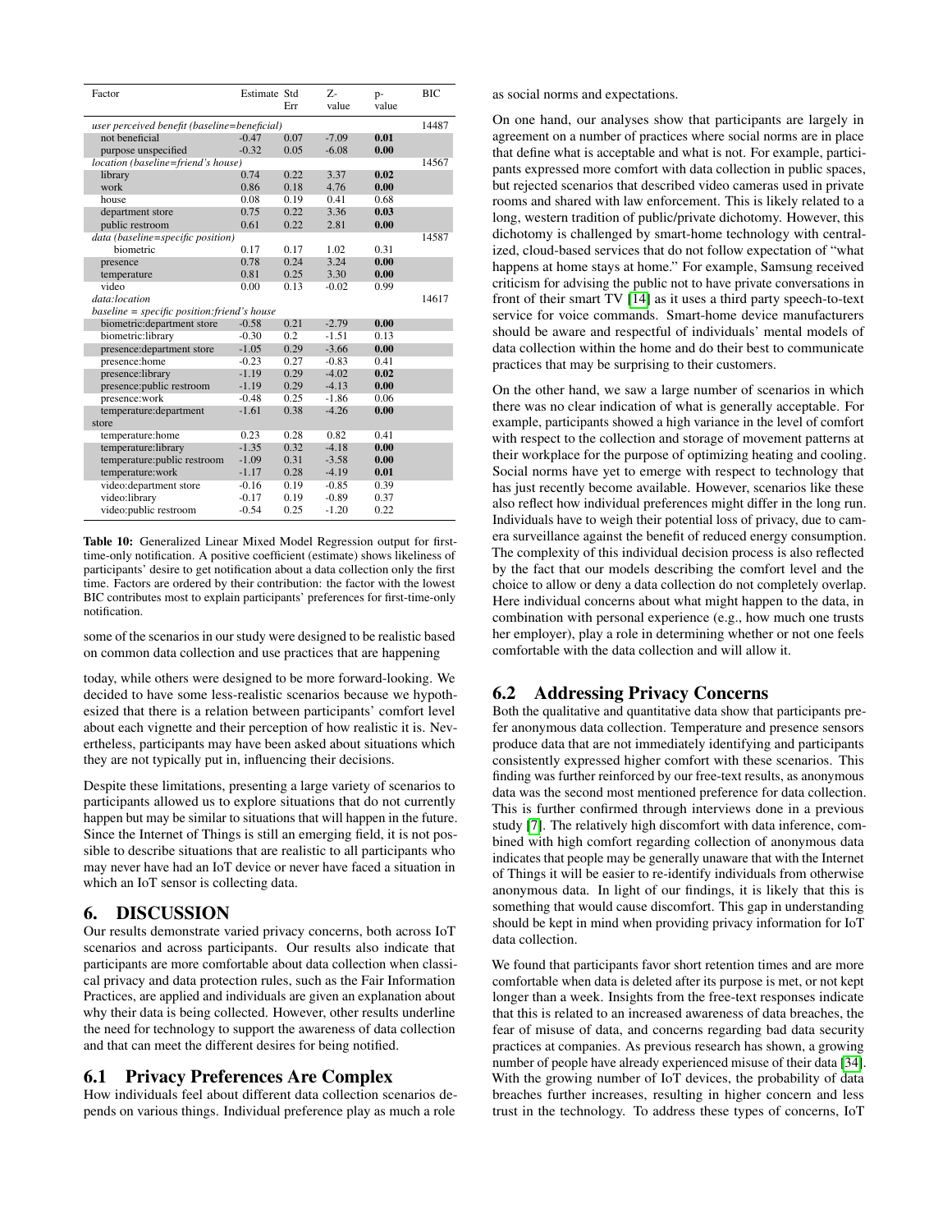| Factor | Estimate | Std Err | Z-value | p-value | BIC |
|---|---|---|---|---|---|
| *user perceived benefit (baseline=beneficial)* | | | | | 14487 |
| not beneficial | -0.47 | 0.07 | -7.09 | **0.01** | |
| purpose unspecified | -0.32 | 0.05 | -6.08 | **0.00** | |
| *location (baseline=friend's house)* | | | | | 14567 |
| library | 0.74 | 0.22 | 3.37 | **0.02** | |
| work | 0.86 | 0.18 | 4.76 | **0.00** | |
| house | 0.08 | 0.19 | 0.41 | 0.68 | |
| department store | 0.75 | 0.22 | 3.36 | **0.03** | |
| public restroom | 0.61 | 0.22 | 2.81 | **0.00** | |
| *data (baseline=specific position)* | | | | | 14587 |
| biometric | 0.17 | 0.17 | 1.02 | 0.31 | |
| presence | 0.78 | 0.24 | 3.24 | **0.00** | |
| temperature | 0.81 | 0.25 | 3.30 | **0.00** | |
| video | 0.00 | 0.13 | -0.02 | 0.99 | |
| *data:location* | | | | | 14617 |
| *baseline = specific position:friend's house* | | | | | |
| biometric:department store | -0.58 | 0.21 | -2.79 | **0.00** | |
| biometric:library | -0.30 | 0.2 | -1.51 | 0.13 | |
| presence:department store | -1.05 | 0.29 | -3.66 | **0.00** | |
| presence:home | -0.23 | 0.27 | -0.83 | 0.41 | |
| presence:library | -1.19 | 0.29 | -4.02 | **0.02** | |
| presence:public restroom | -1.19 | 0.29 | -4.13 | **0.00** | |
| presence:work | -0.48 | 0.25 | -1.86 | 0.06 | |
| temperature:department store | -1.61 | 0.38 | -4.26 | **0.00** | |
| temperature:home | 0.23 | 0.28 | 0.82 | 0.41 | |
| temperature:library | -1.35 | 0.32 | -4.18 | **0.00** | |
| temperature:public restroom | -1.09 | 0.31 | -3.58 | **0.00** | |
| temperature:work | -1.17 | 0.28 | -4.19 | **0.01** | |
| video:department store | -0.16 | 0.19 | -0.85 | 0.39 | |
| video:library | -0.17 | 0.19 | -0.89 | 0.37 | |
| video:public restroom | -0.54 | 0.25 | -1.20 | 0.22 | |

**Table 10:** Generalized Linear Mixed Model Regression output for first-time-only notification. A positive coefficient (estimate) shows likeliness of participants' desire to get notification about a data collection only the first time. Factors are ordered by their contribution: the factor with the lowest BIC contributes most to explain participants' preferences for first-time-only notification.

some of the scenarios in our study were designed to be realistic based on common data collection and use practices that are happening today, while others were designed to be more forward-looking. We decided to have some less-realistic scenarios because we hypothesized that there is a relation between participants' comfort level about each vignette and their perception of how realistic it is. Nevertheless, participants may have been asked about situations which they are not typically put in, influencing their decisions.

Despite these limitations, presenting a large variety of scenarios to participants allowed us to explore situations that do not currently happen but may be similar to situations that will happen in the future. Since the Internet of Things is still an emerging field, it is not possible to describe situations that are realistic to all participants who may never have had an IoT device or never have faced a situation in which an IoT sensor is collecting data.

# 6. DISCUSSION

Our results demonstrate varied privacy concerns, both across IoT scenarios and across participants. Our results also indicate that participants are more comfortable about data collection when classical privacy and data protection rules, such as the Fair Information Practices, are applied and individuals are given an explanation about why their data is being collected. However, other results underline the need for technology to support the awareness of data collection and that can meet the different desires for being notified.

## 6.1 Privacy Preferences Are Complex

How individuals feel about different data collection scenarios depends on various things. Individual preference play as much a role as social norms and expectations.

On one hand, our analyses show that participants are largely in agreement on a number of practices where social norms are in place that define what is acceptable and what is not. For example, participants expressed more comfort with data collection in public spaces, but rejected scenarios that described video cameras used in private rooms and shared with law enforcement. This is likely related to a long, western tradition of public/private dichotomy. However, this dichotomy is challenged by smart-home technology with centralized, cloud-based services that do not follow expectation of "what happens at home stays at home." For example, Samsung received criticism for advising the public not to have private conversations in front of their smart TV [14] as it uses a third party speech-to-text service for voice commands. Smart-home device manufacturers should be aware and respectful of individuals' mental models of data collection within the home and do their best to communicate practices that may be surprising to their customers.

On the other hand, we saw a large number of scenarios in which there was no clear indication of what is generally acceptable. For example, participants showed a high variance in the level of comfort with respect to the collection and storage of movement patterns at their workplace for the purpose of optimizing heating and cooling. Social norms have yet to emerge with respect to technology that has just recently become available. However, scenarios like these also reflect how individual preferences might differ in the long run. Individuals have to weigh their potential loss of privacy, due to camera surveillance against the benefit of reduced energy consumption. The complexity of this individual decision process is also reflected by the fact that our models describing the comfort level and the choice to allow or deny a data collection do not completely overlap. Here individual concerns about what might happen to the data, in combination with personal experience (e.g., how much one trusts her employer), play a role in determining whether or not one feels comfortable with the data collection and will allow it.

## 6.2 Addressing Privacy Concerns

Both the qualitative and quantitative data show that participants prefer anonymous data collection. Temperature and presence sensors produce data that are not immediately identifying and participants consistently expressed higher comfort with these scenarios. This finding was further reinforced by our free-text results, as anonymous data was the second most mentioned preference for data collection. This is further confirmed through interviews done in a previous study [7]. The relatively high discomfort with data inference, combined with high comfort regarding collection of anonymous data indicates that people may be generally unaware that with the Internet of Things it will be easier to re-identify individuals from otherwise anonymous data. In light of our findings, it is likely that this is something that would cause discomfort. This gap in understanding should be kept in mind when providing privacy information for IoT data collection.

We found that participants favor short retention times and are more comfortable when data is deleted after its purpose is met, or not kept longer than a week. Insights from the free-text responses indicate that this is related to an increased awareness of data breaches, the fear of misuse of data, and concerns regarding bad data security practices at companies. As previous research has shown, a growing number of people have already experienced misuse of their data [34]. With the growing number of IoT devices, the probability of data breaches further increases, resulting in higher concern and less trust in the technology. To address these types of concerns, IoT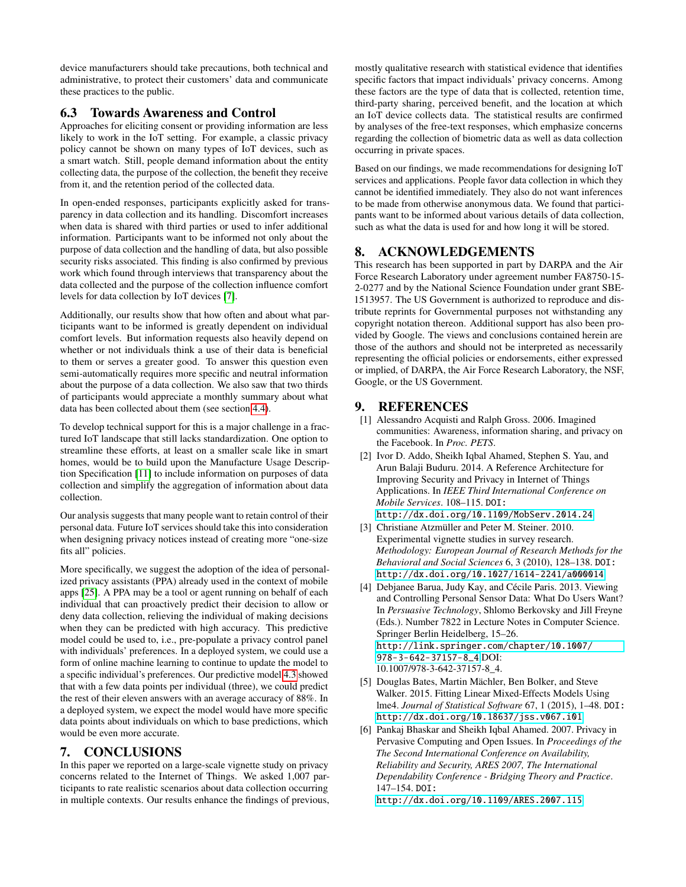device manufacturers should take precautions, both technical and administrative, to protect their customers' data and communicate these practices to the public.

### 6.3 Towards Awareness and Control

Approaches for eliciting consent or providing information are less likely to work in the IoT setting. For example, a classic privacy policy cannot be shown on many types of IoT devices, such as a smart watch. Still, people demand information about the entity collecting data, the purpose of the collection, the benefit they receive from it, and the retention period of the collected data.

In open-ended responses, participants explicitly asked for transparency in data collection and its handling. Discomfort increases when data is shared with third parties or used to infer additional information. Participants want to be informed not only about the purpose of data collection and the handling of data, but also possible security risks associated. This finding is also confirmed by previous work which found through interviews that transparency about the data collected and the purpose of the collection influence comfort levels for data collection by IoT devices [7].

Additionally, our results show that how often and about what participants want to be informed is greatly dependent on individual comfort levels. But information requests also heavily depend on whether or not individuals think a use of their data is beneficial to them or serves a greater good. To answer this question even semi-automatically requires more specific and neutral information about the purpose of a data collection. We also saw that two thirds of participants would appreciate a monthly summary about what data has been collected about them (see section 4.4).

To develop technical support for this is a major challenge in a fractured IoT landscape that still lacks standardization. One option to streamline these efforts, at least on a smaller scale like in smart homes, would be to build upon the Manufacture Usage Description Specification [11] to include information on purposes of data collection and simplify the aggregation of information about data collection.

Our analysis suggests that many people want to retain control of their personal data. Future IoT services should take this into consideration when designing privacy notices instead of creating more "one-size fits all" policies.

More specifically, we suggest the adoption of the idea of personalized privacy assistants (PPA) already used in the context of mobile apps [25]. A PPA may be a tool or agent running on behalf of each individual that can proactively predict their decision to allow or deny data collection, relieving the individual of making decisions when they can be predicted with high accuracy. This predictive model could be used to, i.e., pre-populate a privacy control panel with individuals' preferences. In a deployed system, we could use a form of online machine learning to continue to update the model to a specific individual's preferences. Our predictive model 4.3 showed that with a few data points per individual (three), we could predict the rest of their eleven answers with an average accuracy of 88%. In a deployed system, we expect the model would have more specific data points about individuals on which to base predictions, which would be even more accurate.

## 7. CONCLUSIONS

In this paper we reported on a large-scale vignette study on privacy concerns related to the Internet of Things. We asked 1,007 participants to rate realistic scenarios about data collection occurring in multiple contexts. Our results enhance the findings of previous, mostly qualitative research with statistical evidence that identifies specific factors that impact individuals' privacy concerns. Among these factors are the type of data that is collected, retention time, third-party sharing, perceived benefit, and the location at which an IoT device collects data. The statistical results are confirmed by analyses of the free-text responses, which emphasize concerns regarding the collection of biometric data as well as data collection occurring in private spaces.

Based on our findings, we made recommendations for designing IoT services and applications. People favor data collection in which they cannot be identified immediately. They also do not want inferences to be made from otherwise anonymous data. We found that participants want to be informed about various details of data collection, such as what the data is used for and how long it will be stored.

## 8. ACKNOWLEDGEMENTS

This research has been supported in part by DARPA and the Air Force Research Laboratory under agreement number FA8750-15-2-0277 and by the National Science Foundation under grant SBE-1513957. The US Government is authorized to reproduce and distribute reprints for Governmental purposes not withstanding any copyright notation thereon. Additional support has also been provided by Google. The views and conclusions contained herein are those of the authors and should not be interpreted as necessarily representing the official policies or endorsements, either expressed or implied, of DARPA, the Air Force Research Laboratory, the NSF, Google, or the US Government.

## 9. REFERENCES

[1] Alessandro Acquisti and Ralph Gross. 2006. Imagined communities: Awareness, information sharing, and privacy on the Facebook. In *Proc. PETS*.

[2] Ivor D. Addo, Sheikh Iqbal Ahamed, Stephen S. Yau, and Arun Balaji Buduru. 2014. A Reference Architecture for Improving Security and Privacy in Internet of Things Applications. In *IEEE Third International Conference on Mobile Services*. 108–115. DOI: http://dx.doi.org/10.1109/MobServ.2014.24

[3] Christiane Atzmüller and Peter M. Steiner. 2010. Experimental vignette studies in survey research. *Methodology: European Journal of Research Methods for the Behavioral and Social Sciences* 6, 3 (2010), 128–138. DOI: http://dx.doi.org/10.1027/1614-2241/a000014

[4] Debjanee Barua, Judy Kay, and Cécile Paris. 2013. Viewing and Controlling Personal Sensor Data: What Do Users Want? In *Persuasive Technology*, Shlomo Berkovsky and Jill Freyne (Eds.). Number 7822 in Lecture Notes in Computer Science. Springer Berlin Heidelberg, 15–26. http://link.springer.com/chapter/10.1007/978-3-642-37157-8_4 DOI: 10.1007/978-3-642-37157-8_4.

[5] Douglas Bates, Martin Mächler, Ben Bolker, and Steve Walker. 2015. Fitting Linear Mixed-Effects Models Using lme4. *Journal of Statistical Software* 67, 1 (2015), 1–48. DOI: http://dx.doi.org/10.18637/jss.v067.i01

[6] Pankaj Bhaskar and Sheikh Iqbal Ahamed. 2007. Privacy in Pervasive Computing and Open Issues. In *Proceedings of the The Second International Conference on Availability, Reliability and Security, ARES 2007, The International Dependability Conference - Bridging Theory and Practice*. 147–154. DOI: http://dx.doi.org/10.1109/ARES.2007.115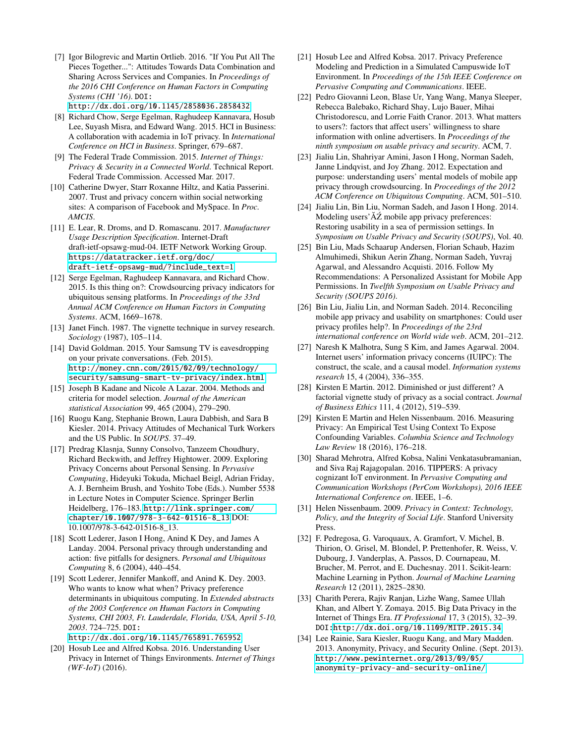[7] Igor Bilogrevic and Martin Ortlieb. 2016. "If You Put All The Pieces Together...": Attitudes Towards Data Combination and Sharing Across Services and Companies. In *Proceedings of the 2016 CHI Conference on Human Factors in Computing Systems (CHI '16)*. DOI: http://dx.doi.org/10.1145/2858036.2858432

[8] Richard Chow, Serge Egelman, Raghudeep Kannavara, Hosub Lee, Suyash Misra, and Edward Wang. 2015. HCI in Business: A collaboration with academia in IoT privacy. In *International Conference on HCI in Business*. Springer, 679–687.

[9] The Federal Trade Commission. 2015. *Internet of Things: Privacy & Security in a Connected World*. Technical Report. Federal Trade Commission. Accessed Mar. 2017.

[10] Catherine Dwyer, Starr Roxanne Hiltz, and Katia Passerini. 2007. Trust and privacy concern within social networking sites: A comparison of Facebook and MySpace. In *Proc. AMCIS*.

[11] E. Lear, R. Droms, and D. Romascanu. 2017. *Manufacturer Usage Description Specification*. Internet-Draft draft-ietf-opsawg-mud-04. IETF Network Working Group. https://datatracker.ietf.org/doc/draft-ietf-opsawg-mud/?include_text=1

[12] Serge Egelman, Raghudeep Kannavara, and Richard Chow. 2015. Is this thing on?: Crowdsourcing privacy indicators for ubiquitous sensing platforms. In *Proceedings of the 33rd Annual ACM Conference on Human Factors in Computing Systems*. ACM, 1669–1678.

[13] Janet Finch. 1987. The vignette technique in survey research. *Sociology* (1987), 105–114.

[14] David Goldman. 2015. Your Samsung TV is eavesdropping on your private conversations. (Feb. 2015). http://money.cnn.com/2015/02/09/technology/security/samsung-smart-tv-privacy/index.html

[15] Joseph B Kadane and Nicole A Lazar. 2004. Methods and criteria for model selection. *Journal of the American statistical Association* 99, 465 (2004), 279–290.

[16] Ruogu Kang, Stephanie Brown, Laura Dabbish, and Sara B Kiesler. 2014. Privacy Attitudes of Mechanical Turk Workers and the US Public. In *SOUPS*. 37–49.

[17] Predrag Klasnja, Sunny Consolvo, Tanzeem Choudhury, Richard Beckwith, and Jeffrey Hightower. 2009. Exploring Privacy Concerns about Personal Sensing. In *Pervasive Computing*, Hideyuki Tokuda, Michael Beigl, Adrian Friday, A. J. Bernheim Brush, and Yoshito Tobe (Eds.). Number 5538 in Lecture Notes in Computer Science. Springer Berlin Heidelberg, 176–183. http://link.springer.com/chapter/10.1007/978-3-642-01516-8_13 DOI: 10.1007/978-3-642-01516-8_13.

[18] Scott Lederer, Jason I Hong, Anind K Dey, and James A Landay. 2004. Personal privacy through understanding and action: five pitfalls for designers. *Personal and Ubiquitous Computing* 8, 6 (2004), 440–454.

[19] Scott Lederer, Jennifer Mankoff, and Anind K. Dey. 2003. Who wants to know what when? Privacy preference determinants in ubiquitous computing. In *Extended abstracts of the 2003 Conference on Human Factors in Computing Systems, CHI 2003, Ft. Lauderdale, Florida, USA, April 5-10, 2003*. 724–725. DOI: http://dx.doi.org/10.1145/765891.765952

[20] Hosub Lee and Alfred Kobsa. 2016. Understanding User Privacy in Internet of Things Environments. *Internet of Things (WF-IoT)* (2016).

[21] Hosub Lee and Alfred Kobsa. 2017. Privacy Preference Modeling and Prediction in a Simulated Campuswide IoT Environment. In *Proceedings of the 15th IEEE Conference on Pervasive Computing and Communications*. IEEE.

[22] Pedro Giovanni Leon, Blase Ur, Yang Wang, Manya Sleeper, Rebecca Balebako, Richard Shay, Lujo Bauer, Mihai Christodorescu, and Lorrie Faith Cranor. 2013. What matters to users?: factors that affect users' willingness to share information with online advertisers. In *Proceedings of the ninth symposium on usable privacy and security*. ACM, 7.

[23] Jialiu Lin, Shahriyar Amini, Jason I Hong, Norman Sadeh, Janne Lindqvist, and Joy Zhang. 2012. Expectation and purpose: understanding users' mental models of mobile app privacy through crowdsourcing. In *Proceedings of the 2012 ACM Conference on Ubiquitous Computing*. ACM, 501–510.

[24] Jialiu Lin, Bin Liu, Norman Sadeh, and Jason I Hong. 2014. Modeling usersĂŹ mobile app privacy preferences: Restoring usability in a sea of permission settings. In *Symposium on Usable Privacy and Security (SOUPS)*, Vol. 40.

[25] Bin Liu, Mads Schaarup Andersen, Florian Schaub, Hazim Almuhimedi, Shikun Aerin Zhang, Norman Sadeh, Yuvraj Agarwal, and Alessandro Acquisti. 2016. Follow My Recommendations: A Personalized Assistant for Mobile App Permissions. In *Twelfth Symposium on Usable Privacy and Security (SOUPS 2016)*.

[26] Bin Liu, Jialiu Lin, and Norman Sadeh. 2014. Reconciling mobile app privacy and usability on smartphones: Could user privacy profiles help?. In *Proceedings of the 23rd international conference on World wide web*. ACM, 201–212.

[27] Naresh K Malhotra, Sung S Kim, and James Agarwal. 2004. Internet users' information privacy concerns (IUIPC): The construct, the scale, and a causal model. *Information systems research* 15, 4 (2004), 336–355.

[28] Kirsten E Martin. 2012. Diminished or just different? A factorial vignette study of privacy as a social contract. *Journal of Business Ethics* 111, 4 (2012), 519–539.

[29] Kirsten E Martin and Helen Nissenbaum. 2016. Measuring Privacy: An Empirical Test Using Context To Expose Confounding Variables. *Columbia Science and Technology Law Review* 18 (2016), 176–218.

[30] Sharad Mehrotra, Alfred Kobsa, Nalini Venkatasubramanian, and Siva Raj Rajagopalan. 2016. TIPPERS: A privacy cognizant IoT environment. In *Pervasive Computing and Communication Workshops (PerCom Workshops), 2016 IEEE International Conference on*. IEEE, 1–6.

[31] Helen Nissenbaum. 2009. *Privacy in Context: Technology, Policy, and the Integrity of Social Life*. Stanford University Press.

[32] F. Pedregosa, G. Varoquaux, A. Gramfort, V. Michel, B. Thirion, O. Grisel, M. Blondel, P. Prettenhofer, R. Weiss, V. Dubourg, J. Vanderplas, A. Passos, D. Cournapeau, M. Brucher, M. Perrot, and E. Duchesnay. 2011. Scikit-learn: Machine Learning in Python. *Journal of Machine Learning Research* 12 (2011), 2825–2830.

[33] Charith Perera, Rajiv Ranjan, Lizhe Wang, Samee Ullah Khan, and Albert Y. Zomaya. 2015. Big Data Privacy in the Internet of Things Era. *IT Professional* 17, 3 (2015), 32–39. DOI: http://dx.doi.org/10.1109/MITP.2015.34

[34] Lee Rainie, Sara Kiesler, Ruogu Kang, and Mary Madden. 2013. Anonymity, Privacy, and Security Online. (Sept. 2013). http://www.pewinternet.org/2013/09/05/anonymity-privacy-and-security-online/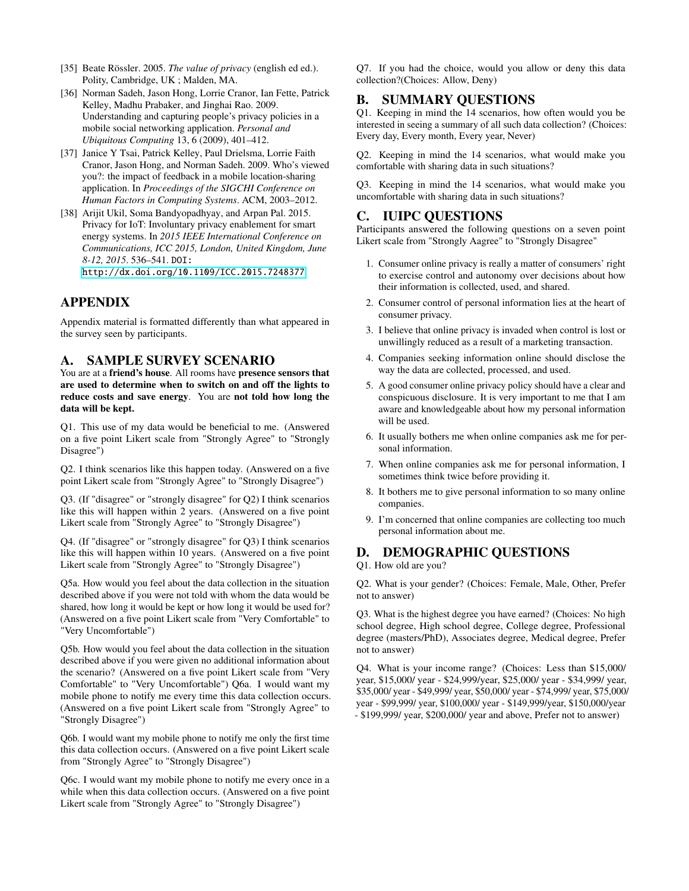[35] Beate Rössler. 2005. *The value of privacy* (english ed ed.). Polity, Cambridge, UK ; Malden, MA.

[36] Norman Sadeh, Jason Hong, Lorrie Cranor, Ian Fette, Patrick Kelley, Madhu Prabaker, and Jinghai Rao. 2009. Understanding and capturing people's privacy policies in a mobile social networking application. *Personal and Ubiquitous Computing* 13, 6 (2009), 401–412.

[37] Janice Y Tsai, Patrick Kelley, Paul Drielsma, Lorrie Faith Cranor, Jason Hong, and Norman Sadeh. 2009. Who's viewed you?: the impact of feedback in a mobile location-sharing application. In *Proceedings of the SIGCHI Conference on Human Factors in Computing Systems*. ACM, 2003–2012.

[38] Arijit Ukil, Soma Bandyopadhyay, and Arpan Pal. 2015. Privacy for IoT: Involuntary privacy enablement for smart energy systems. In *2015 IEEE International Conference on Communications, ICC 2015, London, United Kingdom, June 8-12, 2015*. 536–541. DOI: http://dx.doi.org/10.1109/ICC.2015.7248377

# APPENDIX

Appendix material is formatted differently than what appeared in the survey seen by participants.

## A. SAMPLE SURVEY SCENARIO

You are at a **friend's house**. All rooms have **presence sensors that are used to determine when to switch on and off the lights to reduce costs and save energy**. You are **not told how long the data will be kept.**

Q1. This use of my data would be beneficial to me. (Answered on a five point Likert scale from "Strongly Agree" to "Strongly Disagree")

Q2. I think scenarios like this happen today. (Answered on a five point Likert scale from "Strongly Agree" to "Strongly Disagree")

Q3. (If "disagree" or "strongly disagree" for Q2) I think scenarios like this will happen within 2 years. (Answered on a five point Likert scale from "Strongly Agree" to "Strongly Disagree")

Q4. (If "disagree" or "strongly disagree" for Q3) I think scenarios like this will happen within 10 years. (Answered on a five point Likert scale from "Strongly Agree" to "Strongly Disagree")

Q5a. How would you feel about the data collection in the situation described above if you were not told with whom the data would be shared, how long it would be kept or how long it would be used for? (Answered on a five point Likert scale from "Very Comfortable" to "Very Uncomfortable")

Q5b. How would you feel about the data collection in the situation described above if you were given no additional information about the scenario? (Answered on a five point Likert scale from "Very Comfortable" to "Very Uncomfortable") Q6a. I would want my mobile phone to notify me every time this data collection occurs. (Answered on a five point Likert scale from "Strongly Agree" to "Strongly Disagree")

Q6b. I would want my mobile phone to notify me only the first time this data collection occurs. (Answered on a five point Likert scale from "Strongly Agree" to "Strongly Disagree")

Q6c. I would want my mobile phone to notify me every once in a while when this data collection occurs. (Answered on a five point Likert scale from "Strongly Agree" to "Strongly Disagree")

Q7. If you had the choice, would you allow or deny this data collection?(Choices: Allow, Deny)

## B. SUMMARY QUESTIONS

Q1. Keeping in mind the 14 scenarios, how often would you be interested in seeing a summary of all such data collection? (Choices: Every day, Every month, Every year, Never)

Q2. Keeping in mind the 14 scenarios, what would make you comfortable with sharing data in such situations?

Q3. Keeping in mind the 14 scenarios, what would make you uncomfortable with sharing data in such situations?

## C. IUIPC QUESTIONS

Participants answered the following questions on a seven point Likert scale from "Strongly Aagree" to "Strongly Disagree"

1. Consumer online privacy is really a matter of consumers' right to exercise control and autonomy over decisions about how their information is collected, used, and shared.
2. Consumer control of personal information lies at the heart of consumer privacy.
3. I believe that online privacy is invaded when control is lost or unwillingly reduced as a result of a marketing transaction.
4. Companies seeking information online should disclose the way the data are collected, processed, and used.
5. A good consumer online privacy policy should have a clear and conspicuous disclosure. It is very important to me that I am aware and knowledgeable about how my personal information will be used.
6. It usually bothers me when online companies ask me for personal information.
7. When online companies ask me for personal information, I sometimes think twice before providing it.
8. It bothers me to give personal information to so many online companies.
9. I'm concerned that online companies are collecting too much personal information about me.

## D. DEMOGRAPHIC QUESTIONS

Q1. How old are you?

Q2. What is your gender? (Choices: Female, Male, Other, Prefer not to answer)

Q3. What is the highest degree you have earned? (Choices: No high school degree, High school degree, College degree, Professional degree (masters/PhD), Associates degree, Medical degree, Prefer not to answer)

Q4. What is your income range? (Choices: Less than $15,000/ year, $15,000/ year - $24,999/year, $25,000/ year - $34,999/ year, $35,000/ year - $49,999/ year, $50,000/ year - $74,999/ year, $75,000/ year - $99,999/ year, $100,000/ year - $149,999/year, $150,000/year - $199,999/ year, $200,000/ year and above, Prefer not to answer)